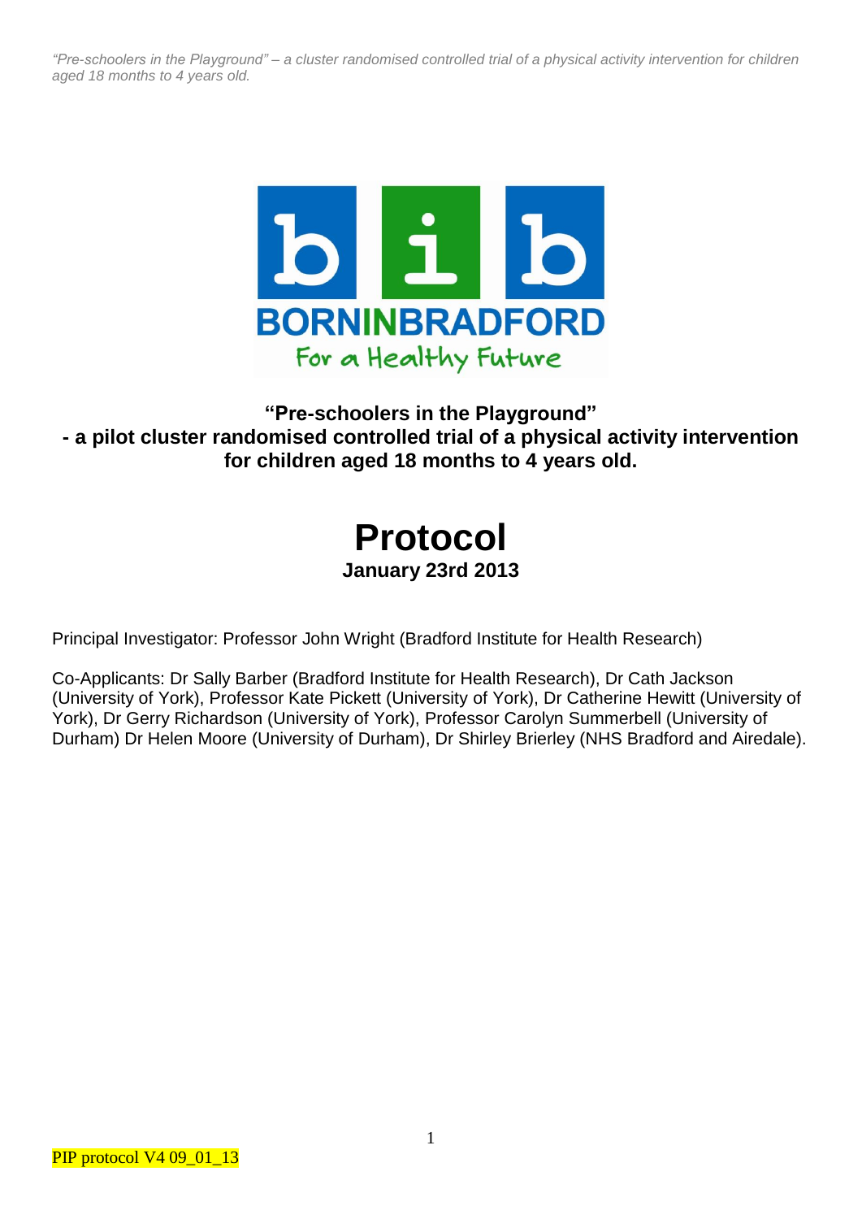# "Pre-schoolers in the Playground" - a pilot cluster randomised controlled trial of a physical activity intervention for children aged 18 months to 4 years old.

# Protocol

**January 23rd 2013**

Principal Investigator: Professor John Wright (Bradford Institute for Health Research)

Co-Applicants: Dr Sally Barber (Bradford Institute for Health Research), Dr Cath Jackson (University of York), Professor Kate Pickett (University of York), Dr Catherine Hewitt (University of York), Dr Gerry Richardson (University of York), Professor Carolyn Summerbell (University of Durham) Dr Helen Moore (University of Durham), Dr Shirley Brierley (NHS Bradford and Airedale).

PIP protocol V4 09_01_13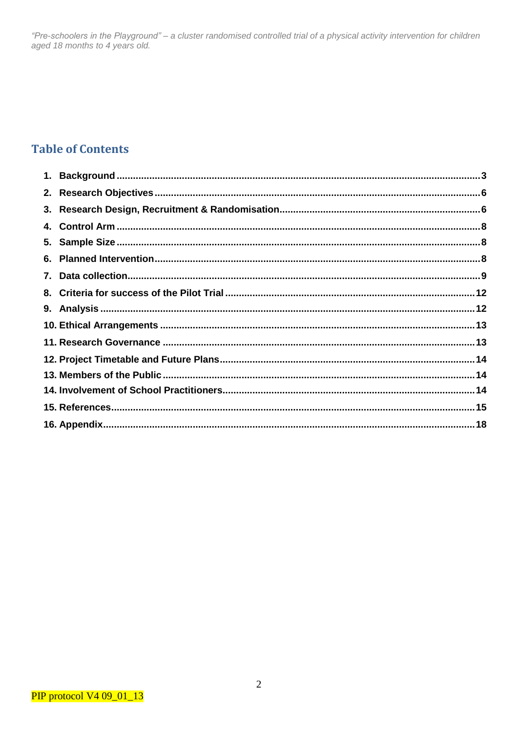## Table of Contents

1. Background .... 3
2. Research Objectives .... 6
3. Research Design, Recruitment & Randomisation .... 6
4. Control Arm .... 8
5. Sample Size .... 8
6. Planned Intervention .... 8
7. Data collection .... 9
8. Criteria for success of the Pilot Trial .... 12
9. Analysis .... 12
10. Ethical Arrangements .... 13
11. Research Governance .... 13
12. Project Timetable and Future Plans .... 14
13. Members of the Public .... 14
14. Involvement of School Practitioners .... 14
15. References .... 15
16. Appendix .... 18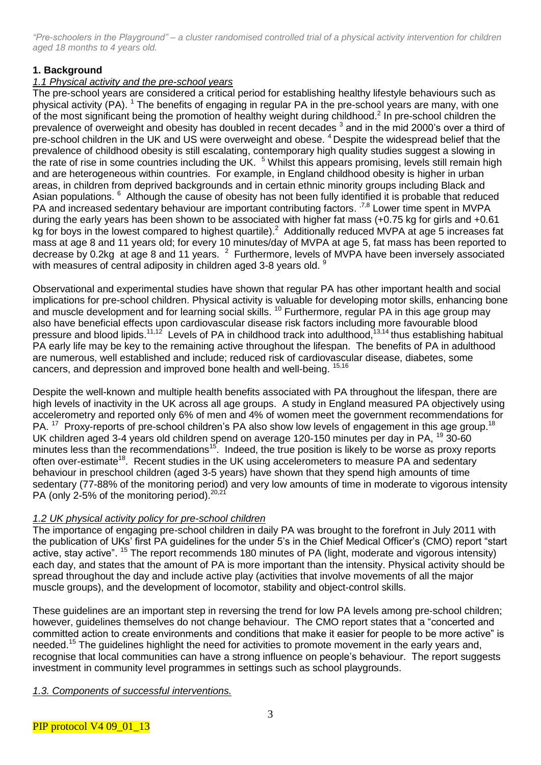*"Pre-schoolers in the Playground" – a cluster randomised controlled trial of a physical activity intervention for children aged 18 months to 4 years old.*

## 1. Background

### *1.1 Physical activity and the pre-school years*

The pre-school years are considered a critical period for establishing healthy lifestyle behaviours such as physical activity (PA). [1] The benefits of engaging in regular PA in the pre-school years are many, with one of the most significant being the promotion of healthy weight during childhood.[2] In pre-school children the prevalence of overweight and obesity has doubled in recent decades [3] and in the mid 2000's over a third of pre-school children in the UK and US were overweight and obese. [4] Despite the widespread belief that the prevalence of childhood obesity is still escalating, contemporary high quality studies suggest a slowing in the rate of rise in some countries including the UK. [5] Whilst this appears promising, levels still remain high and are heterogeneous within countries. For example, in England childhood obesity is higher in urban areas, in children from deprived backgrounds and in certain ethnic minority groups including Black and Asian populations. [6] Although the cause of obesity has not been fully identified it is probable that reduced PA and increased sedentary behaviour are important contributing factors. [7,8] Lower time spent in MVPA during the early years has been shown to be associated with higher fat mass (+0.75 kg for girls and +0.61 kg for boys in the lowest compared to highest quartile).[2] Additionally reduced MVPA at age 5 increases fat mass at age 8 and 11 years old; for every 10 minutes/day of MVPA at age 5, fat mass has been reported to decrease by 0.2kg at age 8 and 11 years. [2] Furthermore, levels of MVPA have been inversely associated with measures of central adiposity in children aged 3-8 years old. [9]

Observational and experimental studies have shown that regular PA has other important health and social implications for pre-school children. Physical activity is valuable for developing motor skills, enhancing bone and muscle development and for learning social skills. [10] Furthermore, regular PA in this age group may also have beneficial effects upon cardiovascular disease risk factors including more favourable blood pressure and blood lipids.[11,12] Levels of PA in childhood track into adulthood,[13,14] thus establishing habitual PA early life may be key to the remaining active throughout the lifespan. The benefits of PA in adulthood are numerous, well established and include; reduced risk of cardiovascular disease, diabetes, some cancers, and depression and improved bone health and well-being. [15,16]

Despite the well-known and multiple health benefits associated with PA throughout the lifespan, there are high levels of inactivity in the UK across all age groups. A study in England measured PA objectively using accelerometry and reported only 6% of men and 4% of women meet the government recommendations for PA. [17] Proxy-reports of pre-school children's PA also show low levels of engagement in this age group.[18] UK children aged 3-4 years old children spend on average 120-150 minutes per day in PA, [19] 30-60 minutes less than the recommendations[15]. Indeed, the true position is likely to be worse as proxy reports often over-estimate[18]. Recent studies in the UK using accelerometers to measure PA and sedentary behaviour in preschool children (aged 3-5 years) have shown that they spend high amounts of time sedentary (77-88% of the monitoring period) and very low amounts of time in moderate to vigorous intensity PA (only 2-5% of the monitoring period).[20,21]

### *1.2 UK physical activity policy for pre-school children*

The importance of engaging pre-school children in daily PA was brought to the forefront in July 2011 with the publication of UKs' first PA guidelines for the under 5's in the Chief Medical Officer's (CMO) report "start active, stay active". [15] The report recommends 180 minutes of PA (light, moderate and vigorous intensity) each day, and states that the amount of PA is more important than the intensity. Physical activity should be spread throughout the day and include active play (activities that involve movements of all the major muscle groups), and the development of locomotor, stability and object-control skills.

These guidelines are an important step in reversing the trend for low PA levels among pre-school children; however, guidelines themselves do not change behaviour. The CMO report states that a "concerted and committed action to create environments and conditions that make it easier for people to be more active" is needed.[15] The guidelines highlight the need for activities to promote movement in the early years and, recognise that local communities can have a strong influence on people's behaviour. The report suggests investment in community level programmes in settings such as school playgrounds.

### *1.3. Components of successful interventions.*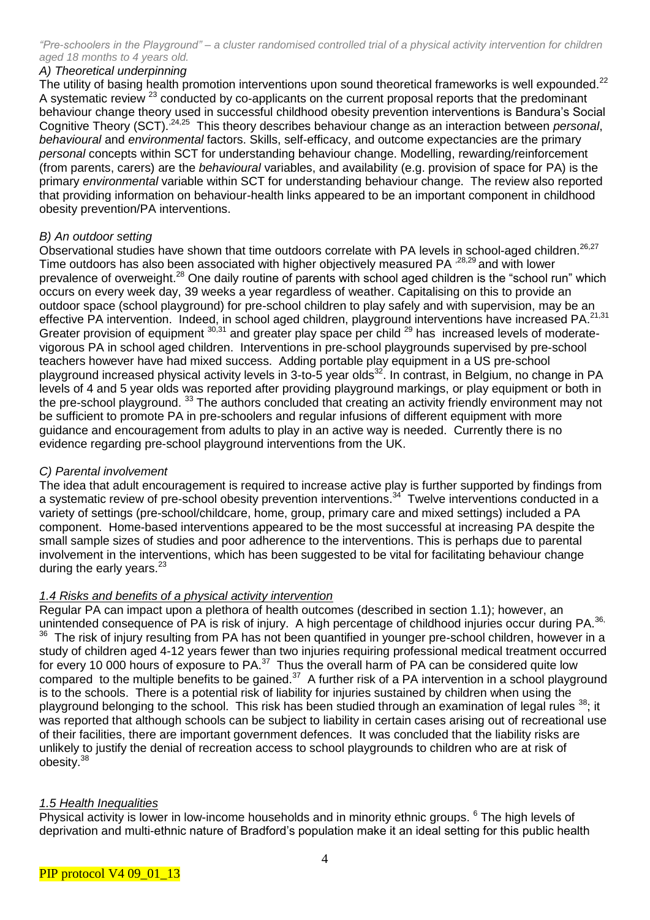*"Pre-schoolers in the Playground" – a cluster randomised controlled trial of a physical activity intervention for children aged 18 months to 4 years old.*

### *A) Theoretical underpinning*

The utility of basing health promotion interventions upon sound theoretical frameworks is well expounded.[22] A systematic review [23] conducted by co-applicants on the current proposal reports that the predominant behaviour change theory used in successful childhood obesity prevention interventions is Bandura's Social Cognitive Theory (SCT).[24,25] This theory describes behaviour change as an interaction between *personal*, *behavioural* and *environmental* factors. Skills, self-efficacy, and outcome expectancies are the primary *personal* concepts within SCT for understanding behaviour change. Modelling, rewarding/reinforcement (from parents, carers) are the *behavioural* variables, and availability (e.g. provision of space for PA) is the primary *environmental* variable within SCT for understanding behaviour change. The review also reported that providing information on behaviour-health links appeared to be an important component in childhood obesity prevention/PA interventions.

### *B) An outdoor setting*

Observational studies have shown that time outdoors correlate with PA levels in school-aged children.[26,27] Time outdoors has also been associated with higher objectively measured PA [28,29] and with lower prevalence of overweight.[28] One daily routine of parents with school aged children is the "school run" which occurs on every week day, 39 weeks a year regardless of weather. Capitalising on this to provide an outdoor space (school playground) for pre-school children to play safely and with supervision, may be an effective PA intervention. Indeed, in school aged children, playground interventions have increased PA.[21,31] Greater provision of equipment [30,31] and greater play space per child [29] has increased levels of moderate-vigorous PA in school aged children. Interventions in pre-school playgrounds supervised by pre-school teachers however have had mixed success. Adding portable play equipment in a US pre-school playground increased physical activity levels in 3-to-5 year olds[32]. In contrast, in Belgium, no change in PA levels of 4 and 5 year olds was reported after providing playground markings, or play equipment or both in the pre-school playground. [33] The authors concluded that creating an activity friendly environment may not be sufficient to promote PA in pre-schoolers and regular infusions of different equipment with more guidance and encouragement from adults to play in an active way is needed. Currently there is no evidence regarding pre-school playground interventions from the UK.

### *C) Parental involvement*

The idea that adult encouragement is required to increase active play is further supported by findings from a systematic review of pre-school obesity prevention interventions.[34] Twelve interventions conducted in a variety of settings (pre-school/childcare, home, group, primary care and mixed settings) included a PA component. Home-based interventions appeared to be the most successful at increasing PA despite the small sample sizes of studies and poor adherence to the interventions. This is perhaps due to parental involvement in the interventions, which has been suggested to be vital for facilitating behaviour change during the early years.[23]

## *1.4 Risks and benefits of a physical activity intervention*

Regular PA can impact upon a plethora of health outcomes (described in section 1.1); however, an unintended consequence of PA is risk of injury. A high percentage of childhood injuries occur during PA.[36, 36] The risk of injury resulting from PA has not been quantified in younger pre-school children, however in a study of children aged 4-12 years fewer than two injuries requiring professional medical treatment occurred for every 10 000 hours of exposure to PA.[37] Thus the overall harm of PA can be considered quite low compared to the multiple benefits to be gained.[37] A further risk of a PA intervention in a school playground is to the schools. There is a potential risk of liability for injuries sustained by children when using the playground belonging to the school. This risk has been studied through an examination of legal rules [38]; it was reported that although schools can be subject to liability in certain cases arising out of recreational use of their facilities, there are important government defences. It was concluded that the liability risks are unlikely to justify the denial of recreation access to school playgrounds to children who are at risk of obesity.[38]

## *1.5 Health Inequalities*

Physical activity is lower in low-income households and in minority ethnic groups. [6] The high levels of deprivation and multi-ethnic nature of Bradford's population make it an ideal setting for this public health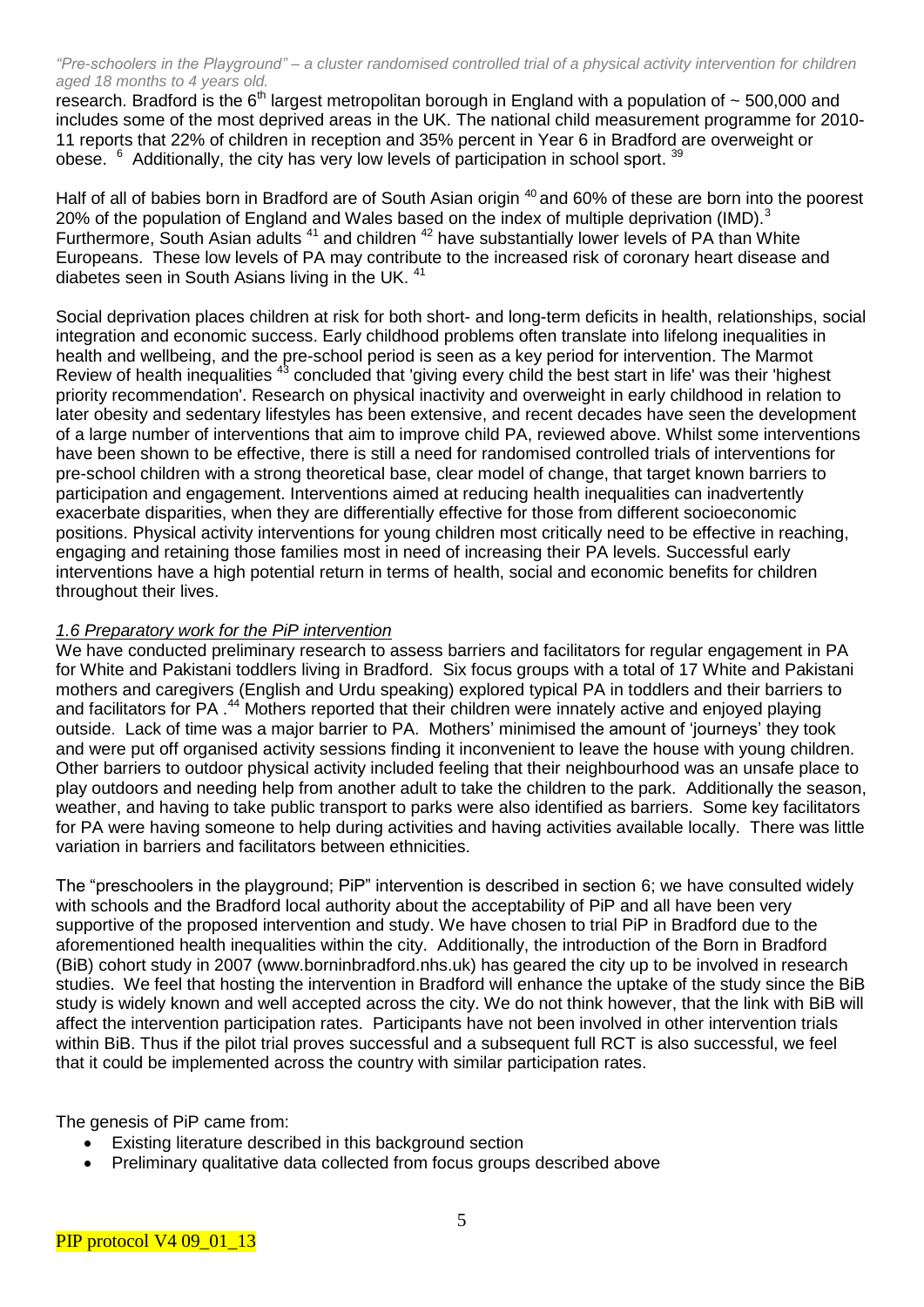research. Bradford is the 6th largest metropolitan borough in England with a population of ~ 500,000 and includes some of the most deprived areas in the UK. The national child measurement programme for 2010-11 reports that 22% of children in reception and 35% percent in Year 6 in Bradford are overweight or obese. [6] Additionally, the city has very low levels of participation in school sport. [39]

Half of all of babies born in Bradford are of South Asian origin [40] and 60% of these are born into the poorest 20% of the population of England and Wales based on the index of multiple deprivation (IMD).[3] Furthermore, South Asian adults [41] and children [42] have substantially lower levels of PA than White Europeans. These low levels of PA may contribute to the increased risk of coronary heart disease and diabetes seen in South Asians living in the UK. [41]

Social deprivation places children at risk for both short- and long-term deficits in health, relationships, social integration and economic success. Early childhood problems often translate into lifelong inequalities in health and wellbeing, and the pre-school period is seen as a key period for intervention. The Marmot Review of health inequalities [43] concluded that 'giving every child the best start in life' was their 'highest priority recommendation'. Research on physical inactivity and overweight in early childhood in relation to later obesity and sedentary lifestyles has been extensive, and recent decades have seen the development of a large number of interventions that aim to improve child PA, reviewed above. Whilst some interventions have been shown to be effective, there is still a need for randomised controlled trials of interventions for pre-school children with a strong theoretical base, clear model of change, that target known barriers to participation and engagement. Interventions aimed at reducing health inequalities can inadvertently exacerbate disparities, when they are differentially effective for those from different socioeconomic positions. Physical activity interventions for young children most critically need to be effective in reaching, engaging and retaining those families most in need of increasing their PA levels. Successful early interventions have a high potential return in terms of health, social and economic benefits for children throughout their lives.

### *1.6 Preparatory work for the PiP intervention*

We have conducted preliminary research to assess barriers and facilitators for regular engagement in PA for White and Pakistani toddlers living in Bradford. Six focus groups with a total of 17 White and Pakistani mothers and caregivers (English and Urdu speaking) explored typical PA in toddlers and their barriers to and facilitators for PA .[44] Mothers reported that their children were innately active and enjoyed playing outside. Lack of time was a major barrier to PA. Mothers' minimised the amount of 'journeys' they took and were put off organised activity sessions finding it inconvenient to leave the house with young children. Other barriers to outdoor physical activity included feeling that their neighbourhood was an unsafe place to play outdoors and needing help from another adult to take the children to the park. Additionally the season, weather, and having to take public transport to parks were also identified as barriers. Some key facilitators for PA were having someone to help during activities and having activities available locally. There was little variation in barriers and facilitators between ethnicities.

The "preschoolers in the playground; PiP" intervention is described in section 6; we have consulted widely with schools and the Bradford local authority about the acceptability of PiP and all have been very supportive of the proposed intervention and study. We have chosen to trial PiP in Bradford due to the aforementioned health inequalities within the city. Additionally, the introduction of the Born in Bradford (BiB) cohort study in 2007 (www.borninbradford.nhs.uk) has geared the city up to be involved in research studies. We feel that hosting the intervention in Bradford will enhance the uptake of the study since the BiB study is widely known and well accepted across the city. We do not think however, that the link with BiB will affect the intervention participation rates. Participants have not been involved in other intervention trials within BiB. Thus if the pilot trial proves successful and a subsequent full RCT is also successful, we feel that it could be implemented across the country with similar participation rates.

The genesis of PiP came from:

- Existing literature described in this background section
- Preliminary qualitative data collected from focus groups described above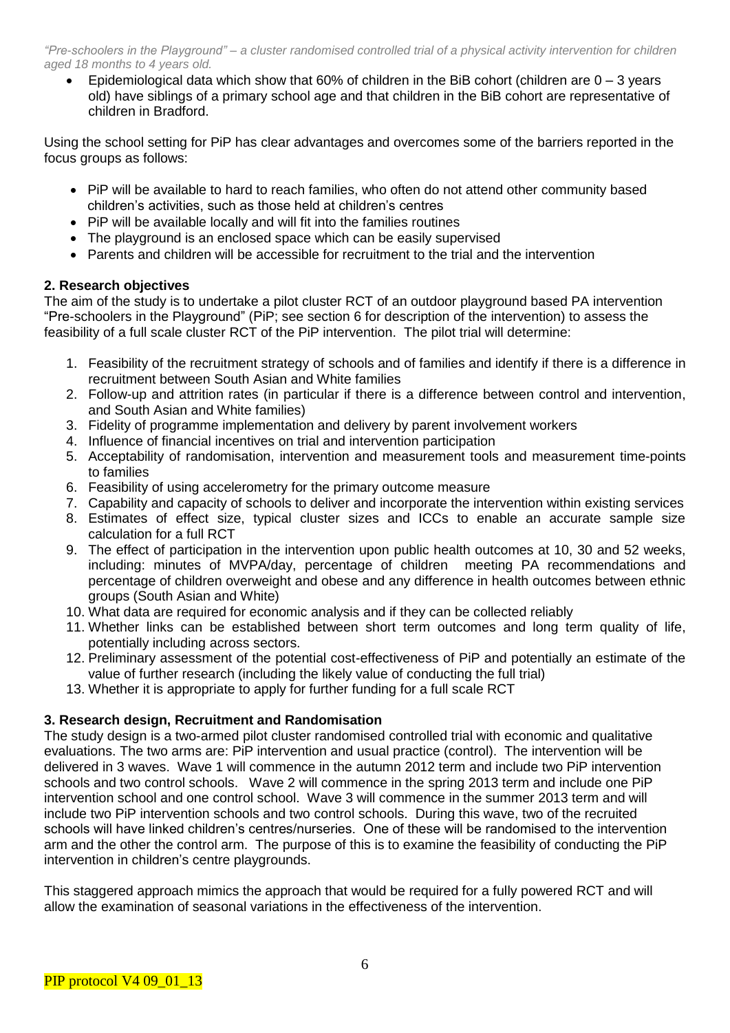- Epidemiological data which show that 60% of children in the BiB cohort (children are 0 – 3 years old) have siblings of a primary school age and that children in the BiB cohort are representative of children in Bradford.

Using the school setting for PiP has clear advantages and overcomes some of the barriers reported in the focus groups as follows:

- PiP will be available to hard to reach families, who often do not attend other community based children's activities, such as those held at children's centres
- PiP will be available locally and will fit into the families routines
- The playground is an enclosed space which can be easily supervised
- Parents and children will be accessible for recruitment to the trial and the intervention

## 2. Research objectives

The aim of the study is to undertake a pilot cluster RCT of an outdoor playground based PA intervention "Pre-schoolers in the Playground" (PiP; see section 6 for description of the intervention) to assess the feasibility of a full scale cluster RCT of the PiP intervention. The pilot trial will determine:

1. Feasibility of the recruitment strategy of schools and of families and identify if there is a difference in recruitment between South Asian and White families
2. Follow-up and attrition rates (in particular if there is a difference between control and intervention, and South Asian and White families)
3. Fidelity of programme implementation and delivery by parent involvement workers
4. Influence of financial incentives on trial and intervention participation
5. Acceptability of randomisation, intervention and measurement tools and measurement time-points to families
6. Feasibility of using accelerometry for the primary outcome measure
7. Capability and capacity of schools to deliver and incorporate the intervention within existing services
8. Estimates of effect size, typical cluster sizes and ICCs to enable an accurate sample size calculation for a full RCT
9. The effect of participation in the intervention upon public health outcomes at 10, 30 and 52 weeks, including: minutes of MVPA/day, percentage of children meeting PA recommendations and percentage of children overweight and obese and any difference in health outcomes between ethnic groups (South Asian and White)
10. What data are required for economic analysis and if they can be collected reliably
11. Whether links can be established between short term outcomes and long term quality of life, potentially including across sectors.
12. Preliminary assessment of the potential cost-effectiveness of PiP and potentially an estimate of the value of further research (including the likely value of conducting the full trial)
13. Whether it is appropriate to apply for further funding for a full scale RCT

## 3. Research design, Recruitment and Randomisation

The study design is a two-armed pilot cluster randomised controlled trial with economic and qualitative evaluations. The two arms are: PiP intervention and usual practice (control). The intervention will be delivered in 3 waves. Wave 1 will commence in the autumn 2012 term and include two PiP intervention schools and two control schools. Wave 2 will commence in the spring 2013 term and include one PiP intervention school and one control school. Wave 3 will commence in the summer 2013 term and will include two PiP intervention schools and two control schools. During this wave, two of the recruited schools will have linked children's centres/nurseries. One of these will be randomised to the intervention arm and the other the control arm. The purpose of this is to examine the feasibility of conducting the PiP intervention in children's centre playgrounds.

This staggered approach mimics the approach that would be required for a fully powered RCT and will allow the examination of seasonal variations in the effectiveness of the intervention.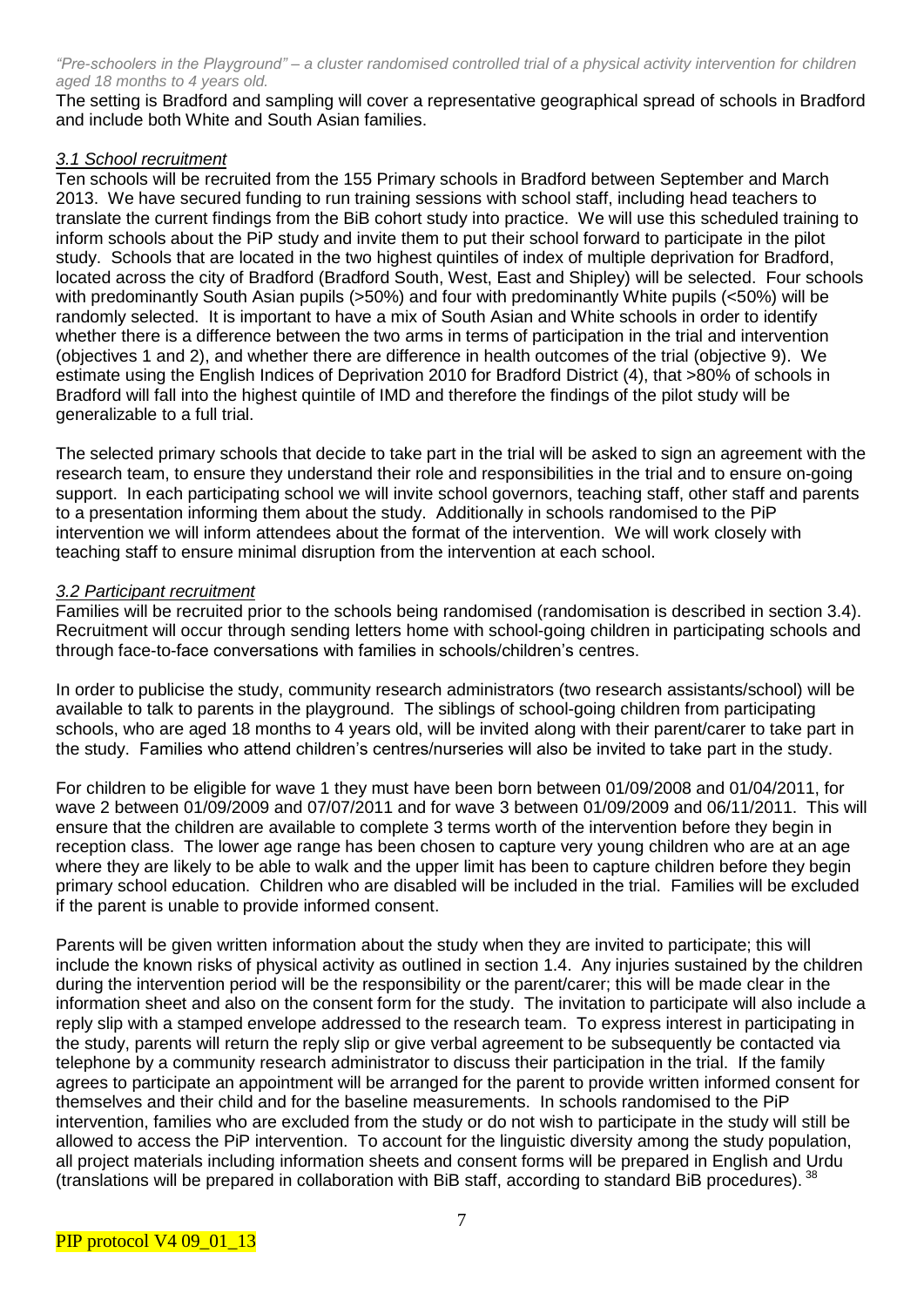The setting is Bradford and sampling will cover a representative geographical spread of schools in Bradford and include both White and South Asian families.

### *3.1 School recruitment*

Ten schools will be recruited from the 155 Primary schools in Bradford between September and March 2013. We have secured funding to run training sessions with school staff, including head teachers to translate the current findings from the BiB cohort study into practice. We will use this scheduled training to inform schools about the PiP study and invite them to put their school forward to participate in the pilot study. Schools that are located in the two highest quintiles of index of multiple deprivation for Bradford, located across the city of Bradford (Bradford South, West, East and Shipley) will be selected. Four schools with predominantly South Asian pupils (>50%) and four with predominantly White pupils (<50%) will be randomly selected. It is important to have a mix of South Asian and White schools in order to identify whether there is a difference between the two arms in terms of participation in the trial and intervention (objectives 1 and 2), and whether there are difference in health outcomes of the trial (objective 9). We estimate using the English Indices of Deprivation 2010 for Bradford District (4), that >80% of schools in Bradford will fall into the highest quintile of IMD and therefore the findings of the pilot study will be generalizable to a full trial.

The selected primary schools that decide to take part in the trial will be asked to sign an agreement with the research team, to ensure they understand their role and responsibilities in the trial and to ensure on-going support. In each participating school we will invite school governors, teaching staff, other staff and parents to a presentation informing them about the study. Additionally in schools randomised to the PiP intervention we will inform attendees about the format of the intervention. We will work closely with teaching staff to ensure minimal disruption from the intervention at each school.

### *3.2 Participant recruitment*

Families will be recruited prior to the schools being randomised (randomisation is described in section 3.4). Recruitment will occur through sending letters home with school-going children in participating schools and through face-to-face conversations with families in schools/children's centres.

In order to publicise the study, community research administrators (two research assistants/school) will be available to talk to parents in the playground. The siblings of school-going children from participating schools, who are aged 18 months to 4 years old, will be invited along with their parent/carer to take part in the study. Families who attend children's centres/nurseries will also be invited to take part in the study.

For children to be eligible for wave 1 they must have been born between 01/09/2008 and 01/04/2011, for wave 2 between 01/09/2009 and 07/07/2011 and for wave 3 between 01/09/2009 and 06/11/2011. This will ensure that the children are available to complete 3 terms worth of the intervention before they begin in reception class. The lower age range has been chosen to capture very young children who are at an age where they are likely to be able to walk and the upper limit has been to capture children before they begin primary school education. Children who are disabled will be included in the trial. Families will be excluded if the parent is unable to provide informed consent.

Parents will be given written information about the study when they are invited to participate; this will include the known risks of physical activity as outlined in section 1.4. Any injuries sustained by the children during the intervention period will be the responsibility or the parent/carer; this will be made clear in the information sheet and also on the consent form for the study. The invitation to participate will also include a reply slip with a stamped envelope addressed to the research team. To express interest in participating in the study, parents will return the reply slip or give verbal agreement to be subsequently be contacted via telephone by a community research administrator to discuss their participation in the trial. If the family agrees to participate an appointment will be arranged for the parent to provide written informed consent for themselves and their child and for the baseline measurements. In schools randomised to the PiP intervention, families who are excluded from the study or do not wish to participate in the study will still be allowed to access the PiP intervention. To account for the linguistic diversity among the study population, all project materials including information sheets and consent forms will be prepared in English and Urdu (translations will be prepared in collaboration with BiB staff, according to standard BiB procedures).[38]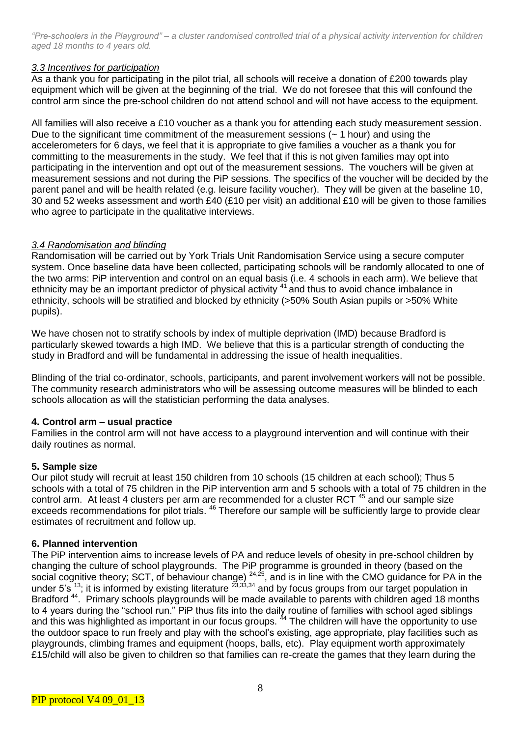### *3.3 Incentives for participation*

As a thank you for participating in the pilot trial, all schools will receive a donation of £200 towards play equipment which will be given at the beginning of the trial. We do not foresee that this will confound the control arm since the pre-school children do not attend school and will not have access to the equipment.

All families will also receive a £10 voucher as a thank you for attending each study measurement session. Due to the significant time commitment of the measurement sessions (~ 1 hour) and using the accelerometers for 6 days, we feel that it is appropriate to give families a voucher as a thank you for committing to the measurements in the study. We feel that if this is not given families may opt into participating in the intervention and opt out of the measurement sessions. The vouchers will be given at measurement sessions and not during the PiP sessions. The specifics of the voucher will be decided by the parent panel and will be health related (e.g. leisure facility voucher). They will be given at the baseline 10, 30 and 52 weeks assessment and worth £40 (£10 per visit) an additional £10 will be given to those families who agree to participate in the qualitative interviews.

### *3.4 Randomisation and blinding*

Randomisation will be carried out by York Trials Unit Randomisation Service using a secure computer system. Once baseline data have been collected, participating schools will be randomly allocated to one of the two arms: PiP intervention and control on an equal basis (i.e. 4 schools in each arm). We believe that ethnicity may be an important predictor of physical activity [41] and thus to avoid chance imbalance in ethnicity, schools will be stratified and blocked by ethnicity (>50% South Asian pupils or >50% White pupils).

We have chosen not to stratify schools by index of multiple deprivation (IMD) because Bradford is particularly skewed towards a high IMD. We believe that this is a particular strength of conducting the study in Bradford and will be fundamental in addressing the issue of health inequalities.

Blinding of the trial co-ordinator, schools, participants, and parent involvement workers will not be possible. The community research administrators who will be assessing outcome measures will be blinded to each schools allocation as will the statistician performing the data analyses.

## 4. Control arm – usual practice

Families in the control arm will not have access to a playground intervention and will continue with their daily routines as normal.

## 5. Sample size

Our pilot study will recruit at least 150 children from 10 schools (15 children at each school); Thus 5 schools with a total of 75 children in the PiP intervention arm and 5 schools with a total of 75 children in the control arm. At least 4 clusters per arm are recommended for a cluster RCT [45] and our sample size exceeds recommendations for pilot trials. [46] Therefore our sample will be sufficiently large to provide clear estimates of recruitment and follow up.

## 6. Planned intervention

The PiP intervention aims to increase levels of PA and reduce levels of obesity in pre-school children by changing the culture of school playgrounds. The PiP programme is grounded in theory (based on the social cognitive theory; SCT, of behaviour change) [24,25], and is in line with the CMO guidance for PA in the under 5's [13]; it is informed by existing literature [23,33,34] and by focus groups from our target population in Bradford [44]. Primary schools playgrounds will be made available to parents with children aged 18 months to 4 years during the "school run." PiP thus fits into the daily routine of families with school aged siblings and this was highlighted as important in our focus groups. [44] The children will have the opportunity to use the outdoor space to run freely and play with the school's existing, age appropriate, play facilities such as playgrounds, climbing frames and equipment (hoops, balls, etc). Play equipment worth approximately £15/child will also be given to children so that families can re-create the games that they learn during the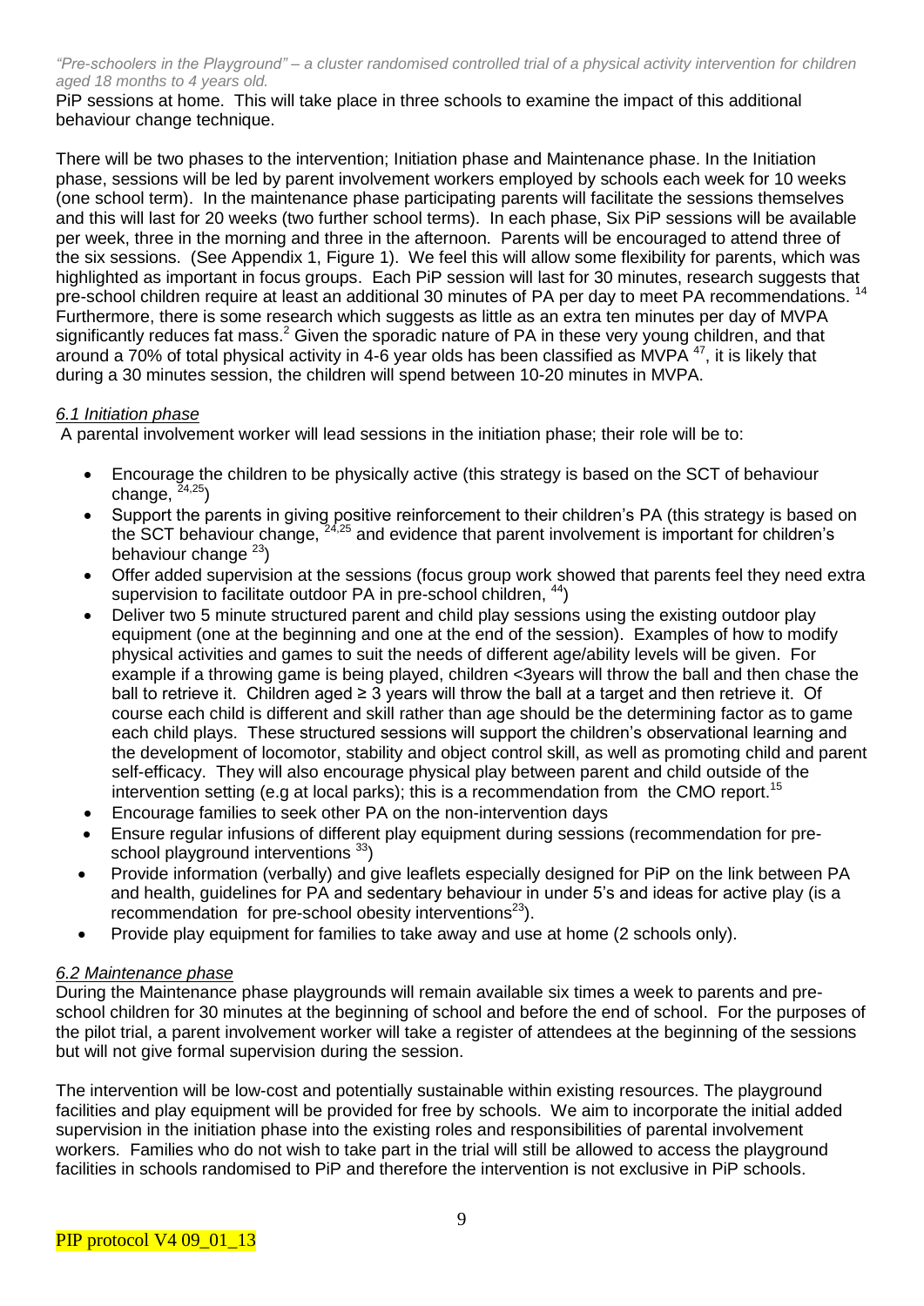PiP sessions at home. This will take place in three schools to examine the impact of this additional behaviour change technique.

There will be two phases to the intervention; Initiation phase and Maintenance phase. In the Initiation phase, sessions will be led by parent involvement workers employed by schools each week for 10 weeks (one school term). In the maintenance phase participating parents will facilitate the sessions themselves and this will last for 20 weeks (two further school terms). In each phase, Six PiP sessions will be available per week, three in the morning and three in the afternoon. Parents will be encouraged to attend three of the six sessions. (See Appendix 1, Figure 1). We feel this will allow some flexibility for parents, which was highlighted as important in focus groups. Each PiP session will last for 30 minutes, research suggests that pre-school children require at least an additional 30 minutes of PA per day to meet PA recommendations. [14] Furthermore, there is some research which suggests as little as an extra ten minutes per day of MVPA significantly reduces fat mass.[2] Given the sporadic nature of PA in these very young children, and that around a 70% of total physical activity in 4-6 year olds has been classified as MVPA [47], it is likely that during a 30 minutes session, the children will spend between 10-20 minutes in MVPA.

### *6.1 Initiation phase*

A parental involvement worker will lead sessions in the initiation phase; their role will be to:

- Encourage the children to be physically active (this strategy is based on the SCT of behaviour change, [24,25])
- Support the parents in giving positive reinforcement to their children's PA (this strategy is based on the SCT behaviour change, [24,25] and evidence that parent involvement is important for children's behaviour change [23])
- Offer added supervision at the sessions (focus group work showed that parents feel they need extra supervision to facilitate outdoor PA in pre-school children, [44])
- Deliver two 5 minute structured parent and child play sessions using the existing outdoor play equipment (one at the beginning and one at the end of the session). Examples of how to modify physical activities and games to suit the needs of different age/ability levels will be given. For example if a throwing game is being played, children <3years will throw the ball and then chase the ball to retrieve it. Children aged ≥ 3 years will throw the ball at a target and then retrieve it. Of course each child is different and skill rather than age should be the determining factor as to game each child plays. These structured sessions will support the children's observational learning and the development of locomotor, stability and object control skill, as well as promoting child and parent self-efficacy. They will also encourage physical play between parent and child outside of the intervention setting (e.g at local parks); this is a recommendation from the CMO report.[15]
- Encourage families to seek other PA on the non-intervention days
- Ensure regular infusions of different play equipment during sessions (recommendation for pre-school playground interventions [33])
- Provide information (verbally) and give leaflets especially designed for PiP on the link between PA and health, guidelines for PA and sedentary behaviour in under 5's and ideas for active play (is a recommendation for pre-school obesity interventions[23]).
- Provide play equipment for families to take away and use at home (2 schools only).

### *6.2 Maintenance phase*

During the Maintenance phase playgrounds will remain available six times a week to parents and pre-school children for 30 minutes at the beginning of school and before the end of school. For the purposes of the pilot trial, a parent involvement worker will take a register of attendees at the beginning of the sessions but will not give formal supervision during the session.

The intervention will be low-cost and potentially sustainable within existing resources. The playground facilities and play equipment will be provided for free by schools. We aim to incorporate the initial added supervision in the initiation phase into the existing roles and responsibilities of parental involvement workers. Families who do not wish to take part in the trial will still be allowed to access the playground facilities in schools randomised to PiP and therefore the intervention is not exclusive in PiP schools.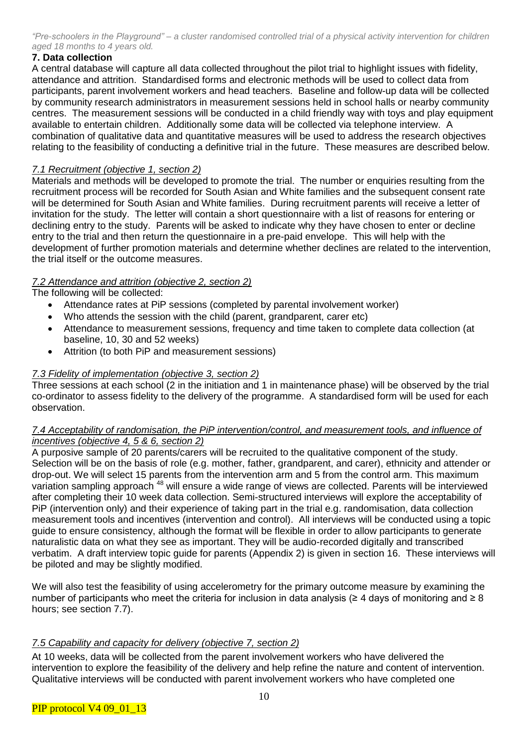## 7. Data collection

A central database will capture all data collected throughout the pilot trial to highlight issues with fidelity, attendance and attrition. Standardised forms and electronic methods will be used to collect data from participants, parent involvement workers and head teachers. Baseline and follow-up data will be collected by community research administrators in measurement sessions held in school halls or nearby community centres. The measurement sessions will be conducted in a child friendly way with toys and play equipment available to entertain children. Additionally some data will be collected via telephone interview. A combination of qualitative data and quantitative measures will be used to address the research objectives relating to the feasibility of conducting a definitive trial in the future. These measures are described below.

### 7.1 Recruitment (objective 1, section 2)

Materials and methods will be developed to promote the trial. The number or enquiries resulting from the recruitment process will be recorded for South Asian and White families and the subsequent consent rate will be determined for South Asian and White families. During recruitment parents will receive a letter of invitation for the study. The letter will contain a short questionnaire with a list of reasons for entering or declining entry to the study. Parents will be asked to indicate why they have chosen to enter or decline entry to the trial and then return the questionnaire in a pre-paid envelope. This will help with the development of further promotion materials and determine whether declines are related to the intervention, the trial itself or the outcome measures.

### 7.2 Attendance and attrition (objective 2, section 2)

The following will be collected:

- Attendance rates at PiP sessions (completed by parental involvement worker)
- Who attends the session with the child (parent, grandparent, carer etc)
- Attendance to measurement sessions, frequency and time taken to complete data collection (at baseline, 10, 30 and 52 weeks)
- Attrition (to both PiP and measurement sessions)

### 7.3 Fidelity of implementation (objective 3, section 2)

Three sessions at each school (2 in the initiation and 1 in maintenance phase) will be observed by the trial co-ordinator to assess fidelity to the delivery of the programme. A standardised form will be used for each observation.

### 7.4 Acceptability of randomisation, the PiP intervention/control, and measurement tools, and influence of incentives (objective 4, 5 & 6, section 2)

A purposive sample of 20 parents/carers will be recruited to the qualitative component of the study. Selection will be on the basis of role (e.g. mother, father, grandparent, and carer), ethnicity and attender or drop-out. We will select 15 parents from the intervention arm and 5 from the control arm. This maximum variation sampling approach [48] will ensure a wide range of views are collected. Parents will be interviewed after completing their 10 week data collection. Semi-structured interviews will explore the acceptability of PiP (intervention only) and their experience of taking part in the trial e.g. randomisation, data collection measurement tools and incentives (intervention and control). All interviews will be conducted using a topic guide to ensure consistency, although the format will be flexible in order to allow participants to generate naturalistic data on what they see as important. They will be audio-recorded digitally and transcribed verbatim. A draft interview topic guide for parents (Appendix 2) is given in section 16. These interviews will be piloted and may be slightly modified.

We will also test the feasibility of using accelerometry for the primary outcome measure by examining the number of participants who meet the criteria for inclusion in data analysis (≥ 4 days of monitoring and ≥ 8 hours; see section 7.7).

### 7.5 Capability and capacity for delivery (objective 7, section 2)

At 10 weeks, data will be collected from the parent involvement workers who have delivered the intervention to explore the feasibility of the delivery and help refine the nature and content of intervention. Qualitative interviews will be conducted with parent involvement workers who have completed one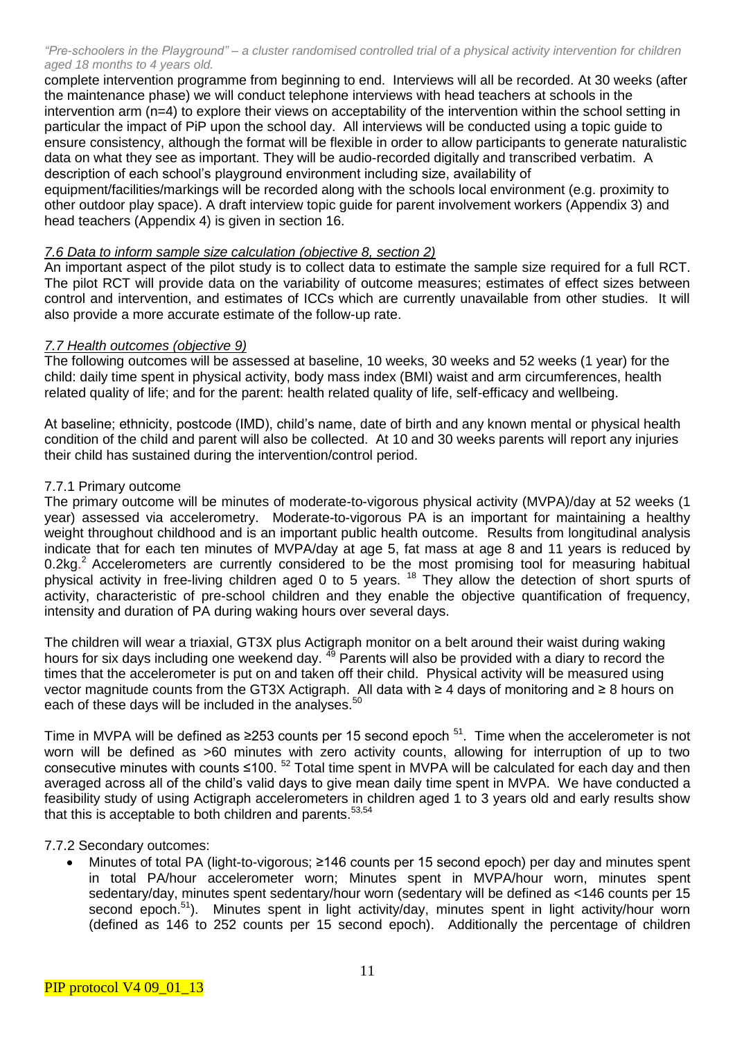complete intervention programme from beginning to end. Interviews will all be recorded. At 30 weeks (after the maintenance phase) we will conduct telephone interviews with head teachers at schools in the intervention arm (n=4) to explore their views on acceptability of the intervention within the school setting in particular the impact of PiP upon the school day. All interviews will be conducted using a topic guide to ensure consistency, although the format will be flexible in order to allow participants to generate naturalistic data on what they see as important. They will be audio-recorded digitally and transcribed verbatim. A description of each school's playground environment including size, availability of equipment/facilities/markings will be recorded along with the schools local environment (e.g. proximity to other outdoor play space). A draft interview topic guide for parent involvement workers (Appendix 3) and head teachers (Appendix 4) is given in section 16.

### *7.6 Data to inform sample size calculation (objective 8, section 2)*

An important aspect of the pilot study is to collect data to estimate the sample size required for a full RCT. The pilot RCT will provide data on the variability of outcome measures; estimates of effect sizes between control and intervention, and estimates of ICCs which are currently unavailable from other studies. It will also provide a more accurate estimate of the follow-up rate.

### *7.7 Health outcomes (objective 9)*

The following outcomes will be assessed at baseline, 10 weeks, 30 weeks and 52 weeks (1 year) for the child: daily time spent in physical activity, body mass index (BMI) waist and arm circumferences, health related quality of life; and for the parent: health related quality of life, self-efficacy and wellbeing.

At baseline; ethnicity, postcode (IMD), child's name, date of birth and any known mental or physical health condition of the child and parent will also be collected. At 10 and 30 weeks parents will report any injuries their child has sustained during the intervention/control period.

#### 7.7.1 Primary outcome

The primary outcome will be minutes of moderate-to-vigorous physical activity (MVPA)/day at 52 weeks (1 year) assessed via accelerometry. Moderate-to-vigorous PA is an important for maintaining a healthy weight throughout childhood and is an important public health outcome. Results from longitudinal analysis indicate that for each ten minutes of MVPA/day at age 5, fat mass at age 8 and 11 years is reduced by 0.2kg.[2] Accelerometers are currently considered to be the most promising tool for measuring habitual physical activity in free-living children aged 0 to 5 years. [18] They allow the detection of short spurts of activity, characteristic of pre-school children and they enable the objective quantification of frequency, intensity and duration of PA during waking hours over several days.

The children will wear a triaxial, GT3X plus Actigraph monitor on a belt around their waist during waking hours for six days including one weekend day. [49] Parents will also be provided with a diary to record the times that the accelerometer is put on and taken off their child. Physical activity will be measured using vector magnitude counts from the GT3X Actigraph. All data with ≥ 4 days of monitoring and ≥ 8 hours on each of these days will be included in the analyses.[50]

Time in MVPA will be defined as ≥253 counts per 15 second epoch [51]. Time when the accelerometer is not worn will be defined as >60 minutes with zero activity counts, allowing for interruption of up to two consecutive minutes with counts ≤100. [52] Total time spent in MVPA will be calculated for each day and then averaged across all of the child's valid days to give mean daily time spent in MVPA. We have conducted a feasibility study of using Actigraph accelerometers in children aged 1 to 3 years old and early results show that this is acceptable to both children and parents.[53,54]

#### 7.7.2 Secondary outcomes:

- Minutes of total PA (light-to-vigorous; ≥146 counts per 15 second epoch) per day and minutes spent in total PA/hour accelerometer worn; Minutes spent in MVPA/hour worn, minutes spent sedentary/day, minutes spent sedentary/hour worn (sedentary will be defined as <146 counts per 15 second epoch.[51]). Minutes spent in light activity/day, minutes spent in light activity/hour worn (defined as 146 to 252 counts per 15 second epoch). Additionally the percentage of children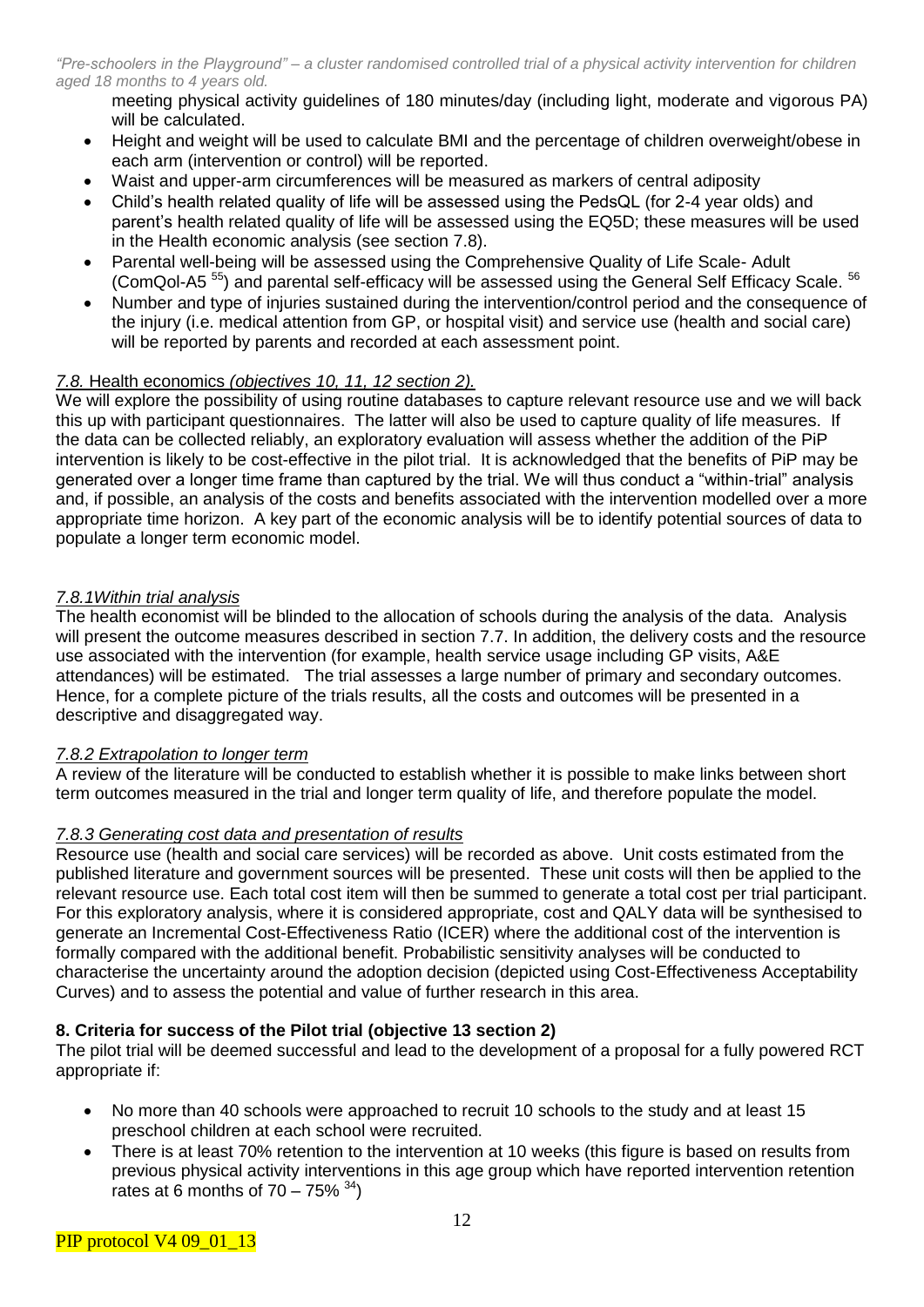meeting physical activity guidelines of 180 minutes/day (including light, moderate and vigorous PA) will be calculated.

- Height and weight will be used to calculate BMI and the percentage of children overweight/obese in each arm (intervention or control) will be reported.
- Waist and upper-arm circumferences will be measured as markers of central adiposity
- Child's health related quality of life will be assessed using the PedsQL (for 2-4 year olds) and parent's health related quality of life will be assessed using the EQ5D; these measures will be used in the Health economic analysis (see section 7.8).
- Parental well-being will be assessed using the Comprehensive Quality of Life Scale- Adult (ComQol-A5 [55]) and parental self-efficacy will be assessed using the General Self Efficacy Scale. [56]
- Number and type of injuries sustained during the intervention/control period and the consequence of the injury (i.e. medical attention from GP, or hospital visit) and service use (health and social care) will be reported by parents and recorded at each assessment point.

### *7.8.* Health economics *(objectives 10, 11, 12 section 2).*

We will explore the possibility of using routine databases to capture relevant resource use and we will back this up with participant questionnaires. The latter will also be used to capture quality of life measures. If the data can be collected reliably, an exploratory evaluation will assess whether the addition of the PiP intervention is likely to be cost-effective in the pilot trial. It is acknowledged that the benefits of PiP may be generated over a longer time frame than captured by the trial. We will thus conduct a "within-trial" analysis and, if possible, an analysis of the costs and benefits associated with the intervention modelled over a more appropriate time horizon. A key part of the economic analysis will be to identify potential sources of data to populate a longer term economic model.

#### *7.8.1Within trial analysis*

The health economist will be blinded to the allocation of schools during the analysis of the data. Analysis will present the outcome measures described in section 7.7. In addition, the delivery costs and the resource use associated with the intervention (for example, health service usage including GP visits, A&E attendances) will be estimated. The trial assesses a large number of primary and secondary outcomes. Hence, for a complete picture of the trials results, all the costs and outcomes will be presented in a descriptive and disaggregated way.

#### *7.8.2 Extrapolation to longer term*

A review of the literature will be conducted to establish whether it is possible to make links between short term outcomes measured in the trial and longer term quality of life, and therefore populate the model.

#### *7.8.3 Generating cost data and presentation of results*

Resource use (health and social care services) will be recorded as above. Unit costs estimated from the published literature and government sources will be presented. These unit costs will then be applied to the relevant resource use. Each total cost item will then be summed to generate a total cost per trial participant. For this exploratory analysis, where it is considered appropriate, cost and QALY data will be synthesised to generate an Incremental Cost-Effectiveness Ratio (ICER) where the additional cost of the intervention is formally compared with the additional benefit. Probabilistic sensitivity analyses will be conducted to characterise the uncertainty around the adoption decision (depicted using Cost-Effectiveness Acceptability Curves) and to assess the potential and value of further research in this area.

## 8. Criteria for success of the Pilot trial (objective 13 section 2)

The pilot trial will be deemed successful and lead to the development of a proposal for a fully powered RCT appropriate if:

- No more than 40 schools were approached to recruit 10 schools to the study and at least 15 preschool children at each school were recruited.
- There is at least 70% retention to the intervention at 10 weeks (this figure is based on results from previous physical activity interventions in this age group which have reported intervention retention rates at 6 months of 70 – 75% [34])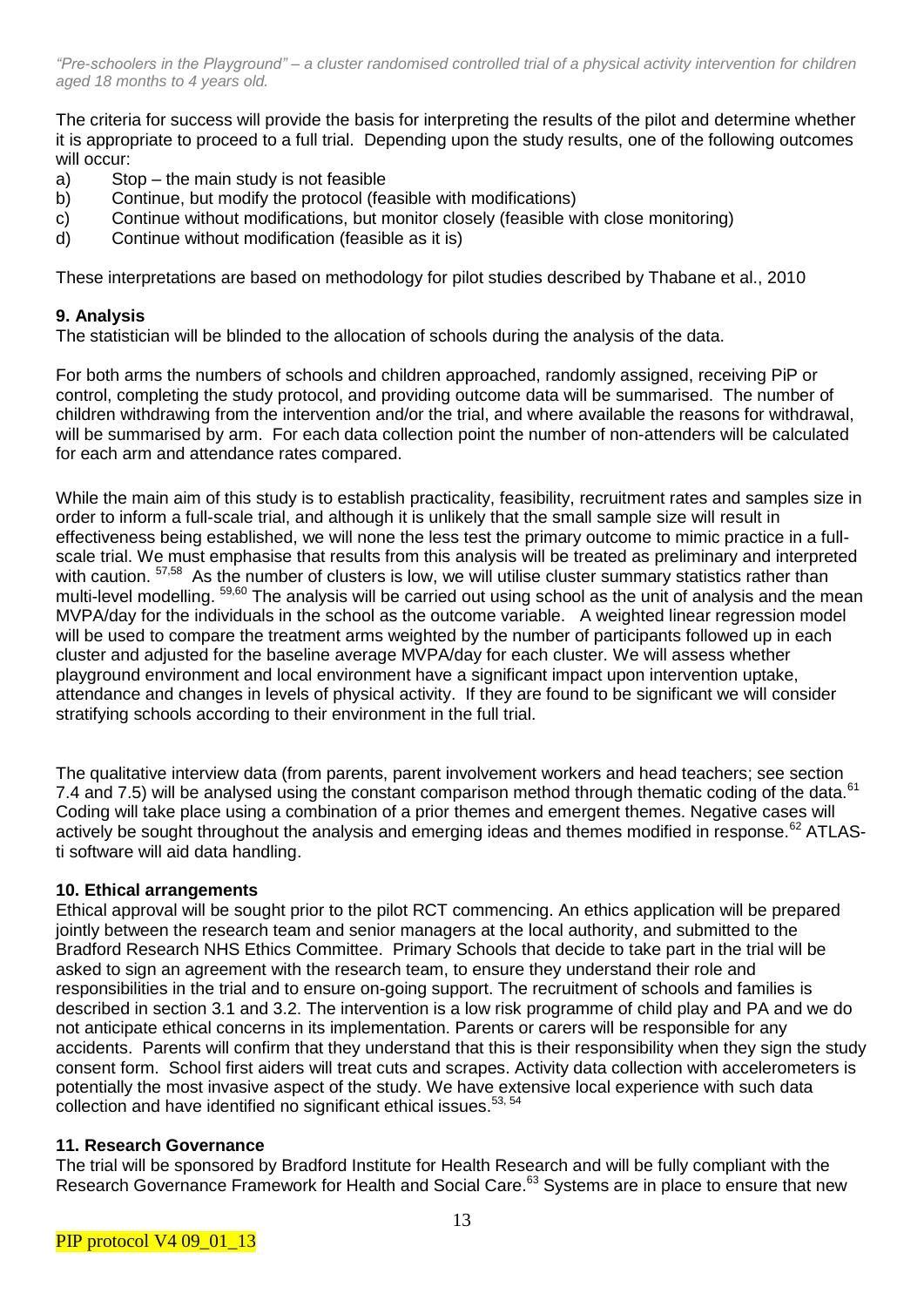The criteria for success will provide the basis for interpreting the results of the pilot and determine whether it is appropriate to proceed to a full trial. Depending upon the study results, one of the following outcomes will occur:

a) Stop – the main study is not feasible
b) Continue, but modify the protocol (feasible with modifications)
c) Continue without modifications, but monitor closely (feasible with close monitoring)
d) Continue without modification (feasible as it is)

These interpretations are based on methodology for pilot studies described by Thabane et al., 2010

## 9. Analysis

The statistician will be blinded to the allocation of schools during the analysis of the data.

For both arms the numbers of schools and children approached, randomly assigned, receiving PiP or control, completing the study protocol, and providing outcome data will be summarised. The number of children withdrawing from the intervention and/or the trial, and where available the reasons for withdrawal, will be summarised by arm. For each data collection point the number of non-attenders will be calculated for each arm and attendance rates compared.

While the main aim of this study is to establish practicality, feasibility, recruitment rates and samples size in order to inform a full-scale trial, and although it is unlikely that the small sample size will result in effectiveness being established, we will none the less test the primary outcome to mimic practice in a full-scale trial. We must emphasise that results from this analysis will be treated as preliminary and interpreted with caution. [57,58] As the number of clusters is low, we will utilise cluster summary statistics rather than multi-level modelling. [59,60] The analysis will be carried out using school as the unit of analysis and the mean MVPA/day for the individuals in the school as the outcome variable. A weighted linear regression model will be used to compare the treatment arms weighted by the number of participants followed up in each cluster and adjusted for the baseline average MVPA/day for each cluster. We will assess whether playground environment and local environment have a significant impact upon intervention uptake, attendance and changes in levels of physical activity. If they are found to be significant we will consider stratifying schools according to their environment in the full trial.

The qualitative interview data (from parents, parent involvement workers and head teachers; see section 7.4 and 7.5) will be analysed using the constant comparison method through thematic coding of the data.[61] Coding will take place using a combination of a prior themes and emergent themes. Negative cases will actively be sought throughout the analysis and emerging ideas and themes modified in response.[62] ATLAS-ti software will aid data handling.

## 10. Ethical arrangements

Ethical approval will be sought prior to the pilot RCT commencing. An ethics application will be prepared jointly between the research team and senior managers at the local authority, and submitted to the Bradford Research NHS Ethics Committee. Primary Schools that decide to take part in the trial will be asked to sign an agreement with the research team, to ensure they understand their role and responsibilities in the trial and to ensure on-going support. The recruitment of schools and families is described in section 3.1 and 3.2. The intervention is a low risk programme of child play and PA and we do not anticipate ethical concerns in its implementation. Parents or carers will be responsible for any accidents. Parents will confirm that they understand that this is their responsibility when they sign the study consent form. School first aiders will treat cuts and scrapes. Activity data collection with accelerometers is potentially the most invasive aspect of the study. We have extensive local experience with such data collection and have identified no significant ethical issues.[53, 54]

## 11. Research Governance

The trial will be sponsored by Bradford Institute for Health Research and will be fully compliant with the Research Governance Framework for Health and Social Care.[63] Systems are in place to ensure that new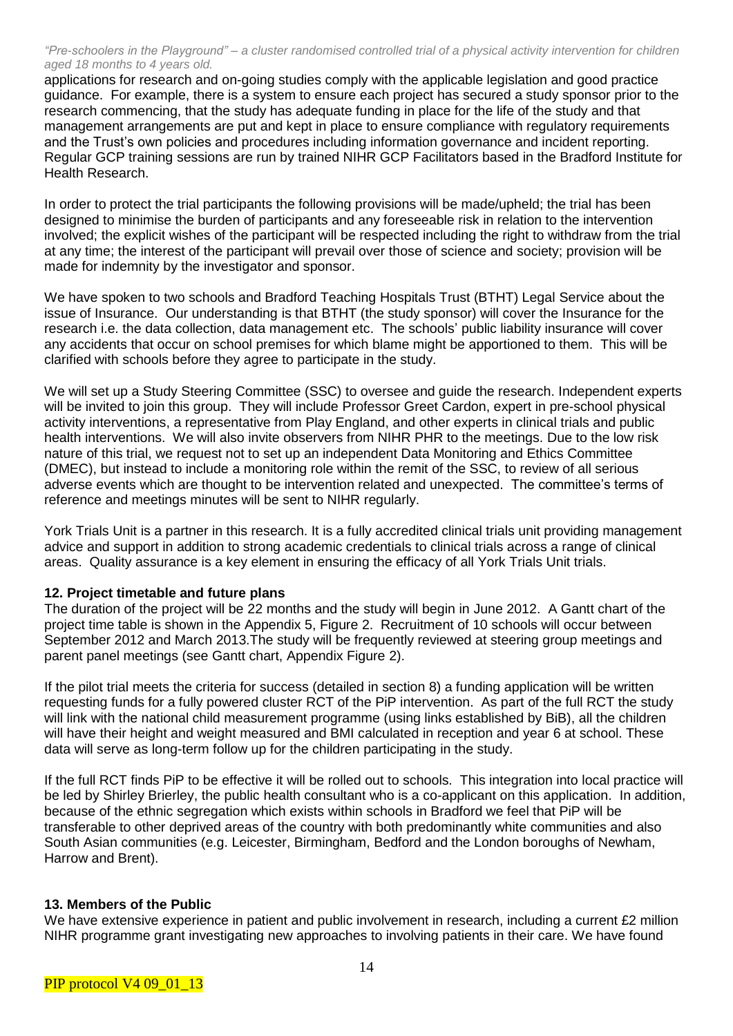applications for research and on-going studies comply with the applicable legislation and good practice guidance. For example, there is a system to ensure each project has secured a study sponsor prior to the research commencing, that the study has adequate funding in place for the life of the study and that management arrangements are put and kept in place to ensure compliance with regulatory requirements and the Trust's own policies and procedures including information governance and incident reporting. Regular GCP training sessions are run by trained NIHR GCP Facilitators based in the Bradford Institute for Health Research.

In order to protect the trial participants the following provisions will be made/upheld; the trial has been designed to minimise the burden of participants and any foreseeable risk in relation to the intervention involved; the explicit wishes of the participant will be respected including the right to withdraw from the trial at any time; the interest of the participant will prevail over those of science and society; provision will be made for indemnity by the investigator and sponsor.

We have spoken to two schools and Bradford Teaching Hospitals Trust (BTHT) Legal Service about the issue of Insurance. Our understanding is that BTHT (the study sponsor) will cover the Insurance for the research i.e. the data collection, data management etc. The schools' public liability insurance will cover any accidents that occur on school premises for which blame might be apportioned to them. This will be clarified with schools before they agree to participate in the study.

We will set up a Study Steering Committee (SSC) to oversee and guide the research. Independent experts will be invited to join this group. They will include Professor Greet Cardon, expert in pre-school physical activity interventions, a representative from Play England, and other experts in clinical trials and public health interventions. We will also invite observers from NIHR PHR to the meetings. Due to the low risk nature of this trial, we request not to set up an independent Data Monitoring and Ethics Committee (DMEC), but instead to include a monitoring role within the remit of the SSC, to review of all serious adverse events which are thought to be intervention related and unexpected. The committee's terms of reference and meetings minutes will be sent to NIHR regularly.

York Trials Unit is a partner in this research. It is a fully accredited clinical trials unit providing management advice and support in addition to strong academic credentials to clinical trials across a range of clinical areas. Quality assurance is a key element in ensuring the efficacy of all York Trials Unit trials.

## 12. Project timetable and future plans

The duration of the project will be 22 months and the study will begin in June 2012. A Gantt chart of the project time table is shown in the Appendix 5, Figure 2. Recruitment of 10 schools will occur between September 2012 and March 2013.The study will be frequently reviewed at steering group meetings and parent panel meetings (see Gantt chart, Appendix Figure 2).

If the pilot trial meets the criteria for success (detailed in section 8) a funding application will be written requesting funds for a fully powered cluster RCT of the PiP intervention. As part of the full RCT the study will link with the national child measurement programme (using links established by BiB), all the children will have their height and weight measured and BMI calculated in reception and year 6 at school. These data will serve as long-term follow up for the children participating in the study.

If the full RCT finds PiP to be effective it will be rolled out to schools. This integration into local practice will be led by Shirley Brierley, the public health consultant who is a co-applicant on this application. In addition, because of the ethnic segregation which exists within schools in Bradford we feel that PiP will be transferable to other deprived areas of the country with both predominantly white communities and also South Asian communities (e.g. Leicester, Birmingham, Bedford and the London boroughs of Newham, Harrow and Brent).

## 13. Members of the Public

We have extensive experience in patient and public involvement in research, including a current £2 million NIHR programme grant investigating new approaches to involving patients in their care. We have found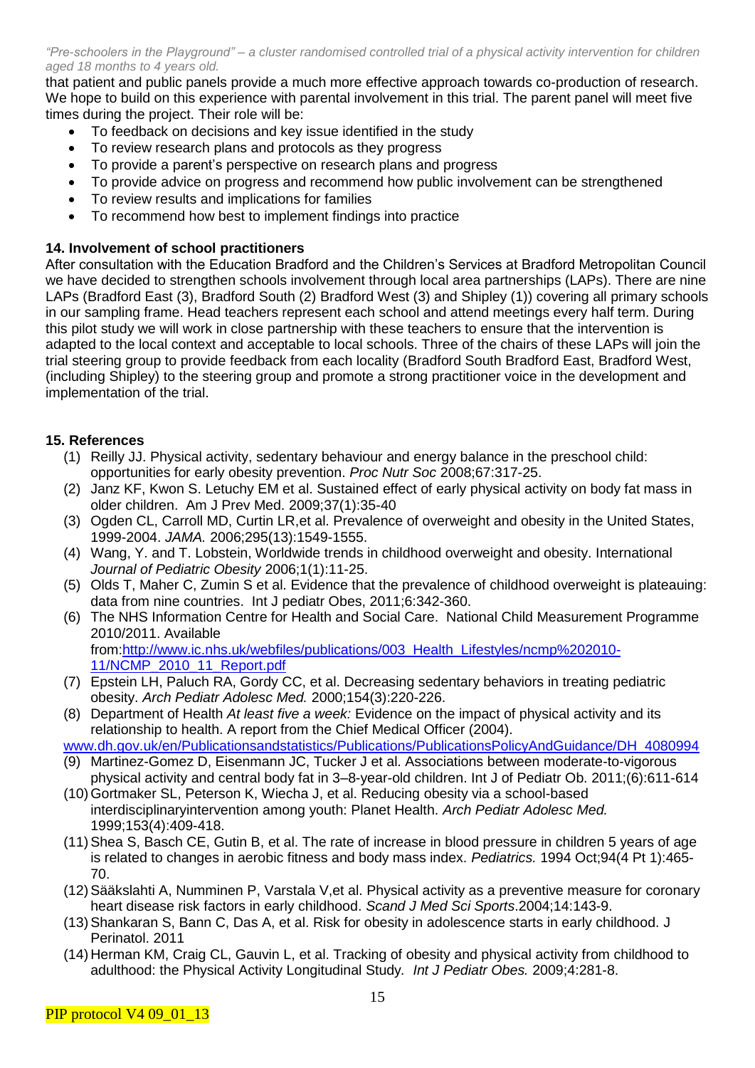that patient and public panels provide a much more effective approach towards co-production of research. We hope to build on this experience with parental involvement in this trial. The parent panel will meet five times during the project. Their role will be:

- To feedback on decisions and key issue identified in the study
- To review research plans and protocols as they progress
- To provide a parent's perspective on research plans and progress
- To provide advice on progress and recommend how public involvement can be strengthened
- To review results and implications for families
- To recommend how best to implement findings into practice

## 14. Involvement of school practitioners

After consultation with the Education Bradford and the Children's Services at Bradford Metropolitan Council we have decided to strengthen schools involvement through local area partnerships (LAPs). There are nine LAPs (Bradford East (3), Bradford South (2) Bradford West (3) and Shipley (1)) covering all primary schools in our sampling frame. Head teachers represent each school and attend meetings every half term. During this pilot study we will work in close partnership with these teachers to ensure that the intervention is adapted to the local context and acceptable to local schools. Three of the chairs of these LAPs will join the trial steering group to provide feedback from each locality (Bradford South Bradford East, Bradford West, (including Shipley) to the steering group and promote a strong practitioner voice in the development and implementation of the trial.

## 15. References

(1) Reilly JJ. Physical activity, sedentary behaviour and energy balance in the preschool child: opportunities for early obesity prevention. *Proc Nutr Soc* 2008;67:317-25.

(2) Janz KF, Kwon S. Letuchy EM et al. Sustained effect of early physical activity on body fat mass in older children. Am J Prev Med. 2009;37(1):35-40

(3) Ogden CL, Carroll MD, Curtin LR,et al. Prevalence of overweight and obesity in the United States, 1999-2004. *JAMA.* 2006;295(13):1549-1555.

(4) Wang, Y. and T. Lobstein, Worldwide trends in childhood overweight and obesity. International *Journal of Pediatric Obesity* 2006;1(1):11-25.

(5) Olds T, Maher C, Zumin S et al. Evidence that the prevalence of childhood overweight is plateauing: data from nine countries. Int J pediatr Obes, 2011;6:342-360.

(6) The NHS Information Centre for Health and Social Care. National Child Measurement Programme 2010/2011. Available from:http://www.ic.nhs.uk/webfiles/publications/003_Health_Lifestyles/ncmp%202010-11/NCMP_2010_11_Report.pdf

(7) Epstein LH, Paluch RA, Gordy CC, et al. Decreasing sedentary behaviors in treating pediatric obesity. *Arch Pediatr Adolesc Med.* 2000;154(3):220-226.

(8) Department of Health *At least five a week:* Evidence on the impact of physical activity and its relationship to health. A report from the Chief Medical Officer (2004). www.dh.gov.uk/en/Publicationsandstatistics/Publications/PublicationsPolicyAndGuidance/DH_4080994

(9) Martinez-Gomez D, Eisenmann JC, Tucker J et al. Associations between moderate-to-vigorous physical activity and central body fat in 3–8-year-old children. Int J of Pediatr Ob. 2011;(6):611-614

(10) Gortmaker SL, Peterson K, Wiecha J, et al. Reducing obesity via a school-based interdisciplinaryintervention among youth: Planet Health. *Arch Pediatr Adolesc Med.* 1999;153(4):409-418.

(11) Shea S, Basch CE, Gutin B, et al. The rate of increase in blood pressure in children 5 years of age is related to changes in aerobic fitness and body mass index. *Pediatrics.* 1994 Oct;94(4 Pt 1):465-70.

(12) Sääkslahti A, Numminen P, Varstala V,et al. Physical activity as a preventive measure for coronary heart disease risk factors in early childhood. *Scand J Med Sci Sports*.2004;14:143-9.

(13) Shankaran S, Bann C, Das A, et al. Risk for obesity in adolescence starts in early childhood. J Perinatol. 2011

(14) Herman KM, Craig CL, Gauvin L, et al. Tracking of obesity and physical activity from childhood to adulthood: the Physical Activity Longitudinal Study. *Int J Pediatr Obes.* 2009;4:281-8.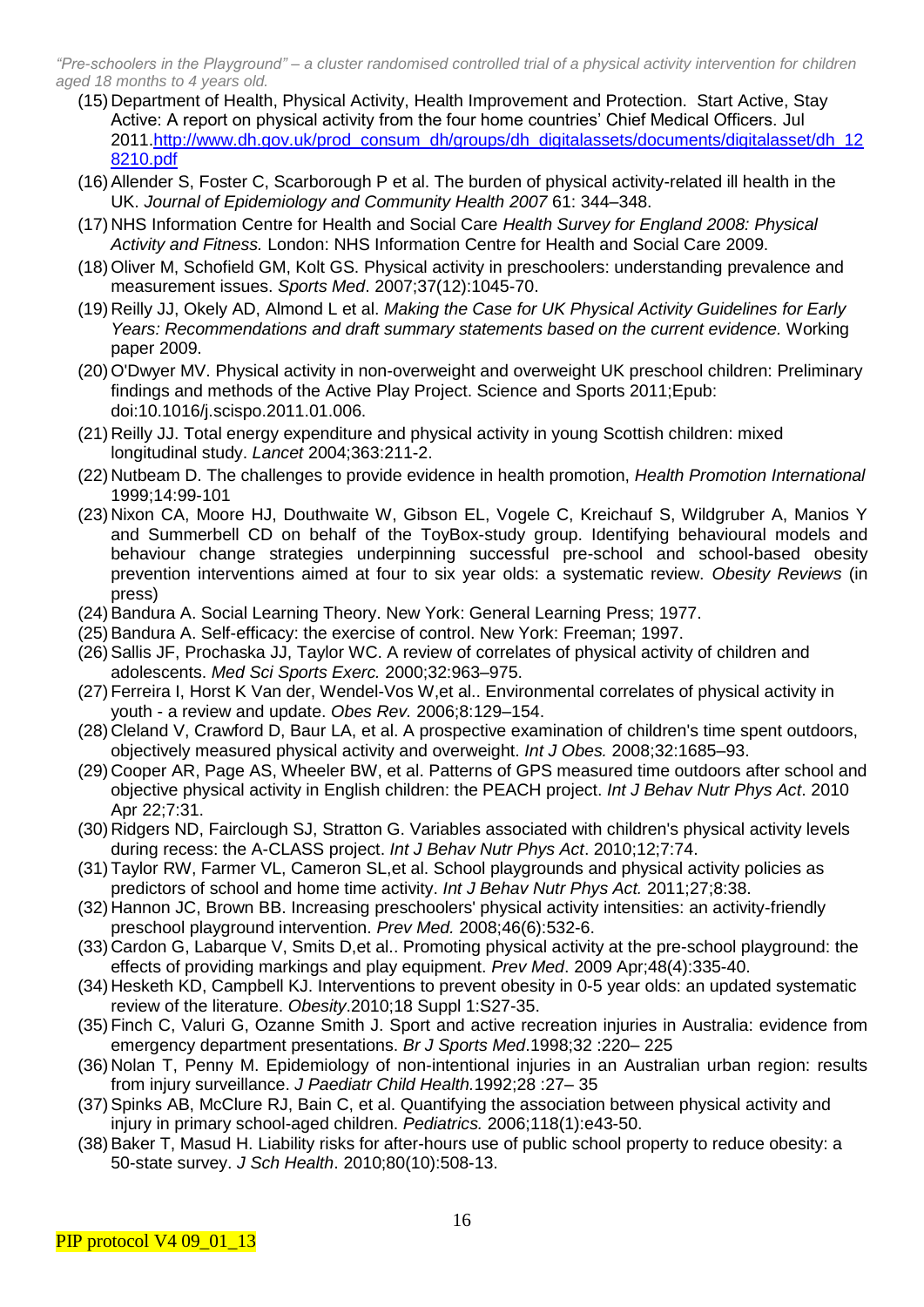(15) Department of Health, Physical Activity, Health Improvement and Protection. Start Active, Stay Active: A report on physical activity from the four home countries' Chief Medical Officers. Jul 2011.[http://www.dh.gov.uk/prod_consum_dh/groups/dh_digitalassets/documents/digitalasset/dh_128210.pdf](http://www.dh.gov.uk/prod_consum_dh/groups/dh_digitalassets/documents/digitalasset/dh_128210.pdf)

(16) Allender S, Foster C, Scarborough P et al. The burden of physical activity-related ill health in the UK. *Journal of Epidemiology and Community Health 2007* 61: 344–348.

(17) NHS Information Centre for Health and Social Care *Health Survey for England 2008: Physical Activity and Fitness.* London: NHS Information Centre for Health and Social Care 2009.

(18) Oliver M, Schofield GM, Kolt GS. Physical activity in preschoolers: understanding prevalence and measurement issues. *Sports Med*. 2007;37(12):1045-70.

(19) Reilly JJ, Okely AD, Almond L et al. *Making the Case for UK Physical Activity Guidelines for Early Years: Recommendations and draft summary statements based on the current evidence.* Working paper 2009.

(20) O'Dwyer MV. Physical activity in non-overweight and overweight UK preschool children: Preliminary findings and methods of the Active Play Project. Science and Sports 2011;Epub: doi:10.1016/j.scispo.2011.01.006.

(21) Reilly JJ. Total energy expenditure and physical activity in young Scottish children: mixed longitudinal study. *Lancet* 2004;363:211-2.

(22) Nutbeam D. The challenges to provide evidence in health promotion, *Health Promotion International* 1999;14:99-101

(23) Nixon CA, Moore HJ, Douthwaite W, Gibson EL, Vogele C, Kreichauf S, Wildgruber A, Manios Y and Summerbell CD on behalf of the ToyBox-study group. Identifying behavioural models and behaviour change strategies underpinning successful pre-school and school-based obesity prevention interventions aimed at four to six year olds: a systematic review. *Obesity Reviews* (in press)

(24) Bandura A. Social Learning Theory. New York: General Learning Press; 1977.

(25) Bandura A. Self-efficacy: the exercise of control. New York: Freeman; 1997.

(26) Sallis JF, Prochaska JJ, Taylor WC. A review of correlates of physical activity of children and adolescents. *Med Sci Sports Exerc.* 2000;32:963–975.

(27) Ferreira I, Horst K Van der, Wendel-Vos W,et al.. Environmental correlates of physical activity in youth - a review and update. *Obes Rev.* 2006;8:129–154.

(28) Cleland V, Crawford D, Baur LA, et al. A prospective examination of children's time spent outdoors, objectively measured physical activity and overweight. *Int J Obes.* 2008;32:1685–93.

(29) Cooper AR, Page AS, Wheeler BW, et al. Patterns of GPS measured time outdoors after school and objective physical activity in English children: the PEACH project. *Int J Behav Nutr Phys Act*. 2010 Apr 22;7:31.

(30) Ridgers ND, Fairclough SJ, Stratton G. Variables associated with children's physical activity levels during recess: the A-CLASS project. *Int J Behav Nutr Phys Act*. 2010;12;7:74.

(31) Taylor RW, Farmer VL, Cameron SL,et al. School playgrounds and physical activity policies as predictors of school and home time activity. *Int J Behav Nutr Phys Act.* 2011;27;8:38.

(32) Hannon JC, Brown BB. Increasing preschoolers' physical activity intensities: an activity-friendly preschool playground intervention. *Prev Med.* 2008;46(6):532-6.

(33) Cardon G, Labarque V, Smits D,et al.. Promoting physical activity at the pre-school playground: the effects of providing markings and play equipment. *Prev Med*. 2009 Apr;48(4):335-40.

(34) Hesketh KD, Campbell KJ. Interventions to prevent obesity in 0-5 year olds: an updated systematic review of the literature. *Obesity*.2010;18 Suppl 1:S27-35.

(35) Finch C, Valuri G, Ozanne Smith J. Sport and active recreation injuries in Australia: evidence from emergency department presentations. *Br J Sports Med*.1998;32 :220– 225

(36) Nolan T, Penny M. Epidemiology of non-intentional injuries in an Australian urban region: results from injury surveillance. *J Paediatr Child Health.*1992;28 :27– 35

(37) Spinks AB, McClure RJ, Bain C, et al. Quantifying the association between physical activity and injury in primary school-aged children. *Pediatrics.* 2006;118(1):e43-50.

(38) Baker T, Masud H. Liability risks for after-hours use of public school property to reduce obesity: a 50-state survey. *J Sch Health*. 2010;80(10):508-13.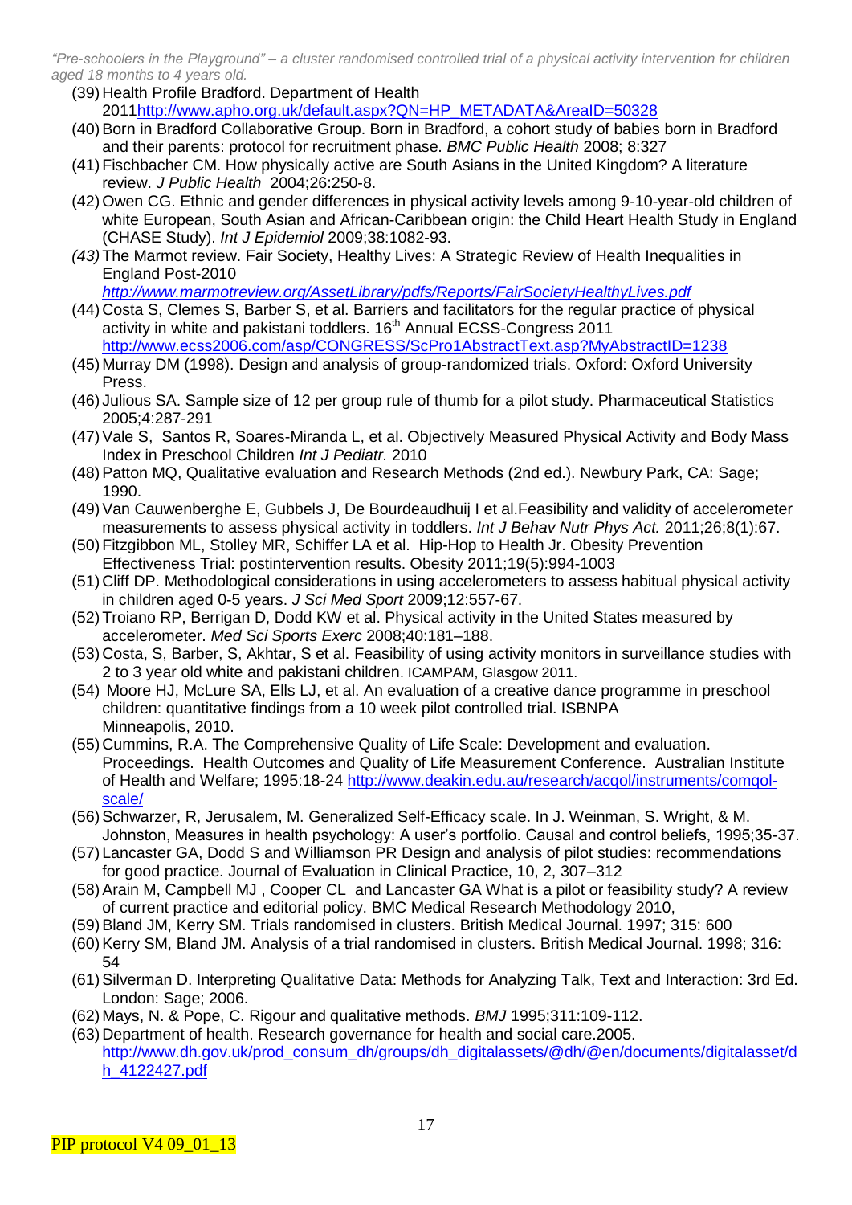(39) Health Profile Bradford. Department of Health 2011http://www.apho.org.uk/default.aspx?QN=HP_METADATA&AreaID=50328

(40) Born in Bradford Collaborative Group. Born in Bradford, a cohort study of babies born in Bradford and their parents: protocol for recruitment phase. *BMC Public Health* 2008; 8:327

(41) Fischbacher CM. How physically active are South Asians in the United Kingdom? A literature review. *J Public Health* 2004;26:250-8.

(42) Owen CG. Ethnic and gender differences in physical activity levels among 9-10-year-old children of white European, South Asian and African-Caribbean origin: the Child Heart Health Study in England (CHASE Study). *Int J Epidemiol* 2009;38:1082-93.

*(43)* The Marmot review. Fair Society, Healthy Lives: A Strategic Review of Health Inequalities in England Post-2010 *http://www.marmotreview.org/AssetLibrary/pdfs/Reports/FairSocietyHealthyLives.pdf*

(44) Costa S, Clemes S, Barber S, et al. Barriers and facilitators for the regular practice of physical activity in white and pakistani toddlers. 16th Annual ECSS-Congress 2011 http://www.ecss2006.com/asp/CONGRESS/ScPro1AbstractText.asp?MyAbstractID=1238

(45) Murray DM (1998). Design and analysis of group-randomized trials. Oxford: Oxford University Press.

(46) Julious SA. Sample size of 12 per group rule of thumb for a pilot study. Pharmaceutical Statistics 2005;4:287-291

(47) Vale S, Santos R, Soares-Miranda L, et al. Objectively Measured Physical Activity and Body Mass Index in Preschool Children *Int J Pediatr.* 2010

(48) Patton MQ, Qualitative evaluation and Research Methods (2nd ed.). Newbury Park, CA: Sage; 1990.

(49) Van Cauwenberghe E, Gubbels J, De Bourdeaudhuij I et al.Feasibility and validity of accelerometer measurements to assess physical activity in toddlers. *Int J Behav Nutr Phys Act.* 2011;26;8(1):67.

(50) Fitzgibbon ML, Stolley MR, Schiffer LA et al. Hip-Hop to Health Jr. Obesity Prevention Effectiveness Trial: postintervention results. Obesity 2011;19(5):994-1003

(51) Cliff DP. Methodological considerations in using accelerometers to assess habitual physical activity in children aged 0-5 years. *J Sci Med Sport* 2009;12:557-67.

(52) Troiano RP, Berrigan D, Dodd KW et al. Physical activity in the United States measured by accelerometer. *Med Sci Sports Exerc* 2008;40:181–188.

(53) Costa, S, Barber, S, Akhtar, S et al. Feasibility of using activity monitors in surveillance studies with 2 to 3 year old white and pakistani children. ICAMPAM, Glasgow 2011.

(54) Moore HJ, McLure SA, Ells LJ, et al. An evaluation of a creative dance programme in preschool children: quantitative findings from a 10 week pilot controlled trial. ISBNPA Minneapolis, 2010.

(55) Cummins, R.A. The Comprehensive Quality of Life Scale: Development and evaluation. Proceedings. Health Outcomes and Quality of Life Measurement Conference. Australian Institute of Health and Welfare; 1995:18-24 http://www.deakin.edu.au/research/acqol/instruments/comqol-scale/

(56) Schwarzer, R, Jerusalem, M. Generalized Self-Efficacy scale. In J. Weinman, S. Wright, & M. Johnston, Measures in health psychology: A user's portfolio. Causal and control beliefs, 1995;35-37.

(57) Lancaster GA, Dodd S and Williamson PR Design and analysis of pilot studies: recommendations for good practice. Journal of Evaluation in Clinical Practice, 10, 2, 307–312

(58) Arain M, Campbell MJ , Cooper CL and Lancaster GA What is a pilot or feasibility study? A review of current practice and editorial policy. BMC Medical Research Methodology 2010,

(59) Bland JM, Kerry SM. Trials randomised in clusters. British Medical Journal. 1997; 315: 600

(60) Kerry SM, Bland JM. Analysis of a trial randomised in clusters. British Medical Journal. 1998; 316: 54

(61) Silverman D. Interpreting Qualitative Data: Methods for Analyzing Talk, Text and Interaction: 3rd Ed. London: Sage; 2006.

(62) Mays, N. & Pope, C. Rigour and qualitative methods. *BMJ* 1995;311:109-112.

(63) Department of health. Research governance for health and social care.2005. http://www.dh.gov.uk/prod_consum_dh/groups/dh_digitalassets/@dh/@en/documents/digitalasset/dh_4122427.pdf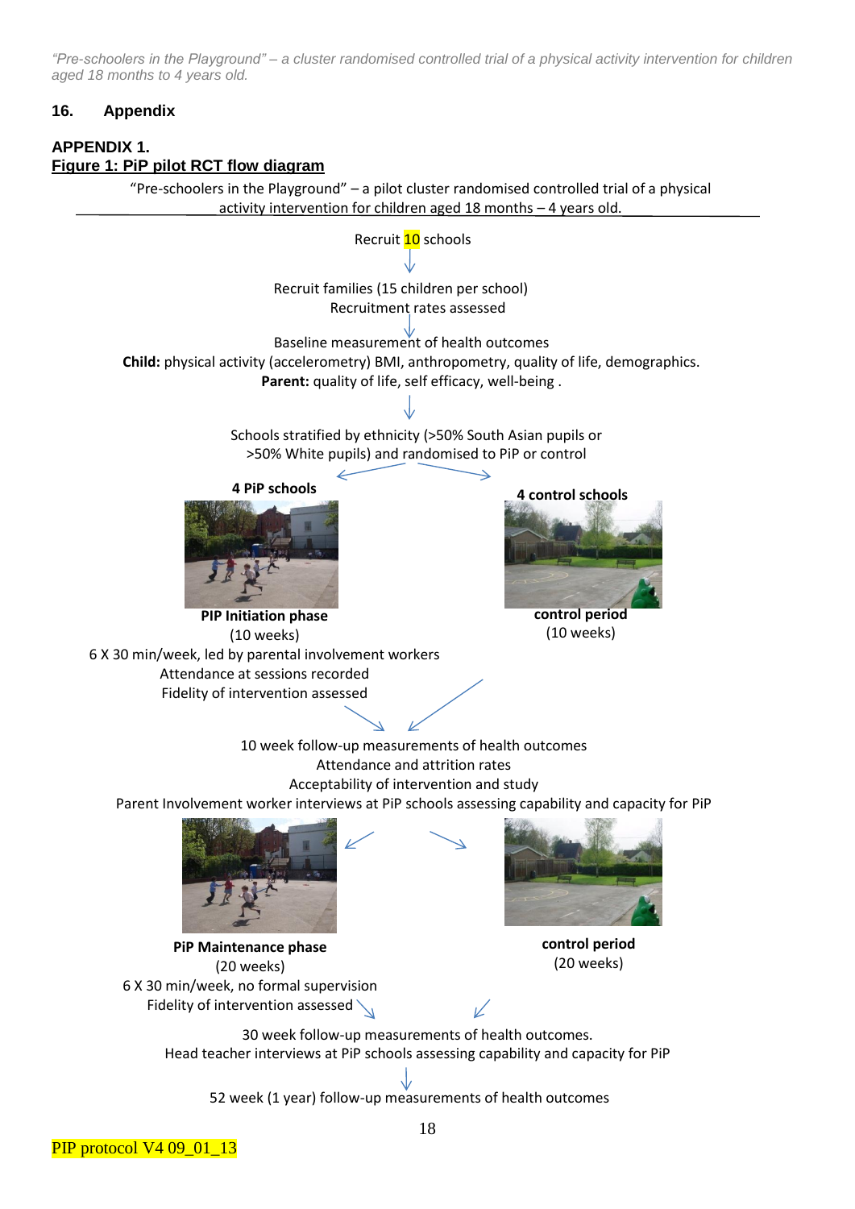## 16. Appendix

### APPENDIX 1.

**Figure 1: PiP pilot RCT flow diagram**

"Pre-schoolers in the Playground" – a pilot cluster randomised controlled trial of a physical activity intervention for children aged 18 months – 4 years old.

Recruit 10 schools

↓

Recruit families (15 children per school)
Recruitment rates assessed

↓

Baseline measurement of health outcomes
**Child:** physical activity (accelerometry) BMI, anthropometry, quality of life, demographics.
**Parent:** quality of life, self efficacy, well-being .

↓

Schools stratified by ethnicity (>50% South Asian pupils or >50% White pupils) and randomised to PiP or control

**4 PiP schools**

**PIP Initiation phase**
(10 weeks)
6 X 30 min/week, led by parental involvement workers
Attendance at sessions recorded
Fidelity of intervention assessed

**4 control schools**

**control period**
(10 weeks)

↓

10 week follow-up measurements of health outcomes
Attendance and attrition rates
Acceptability of intervention and study
Parent Involvement worker interviews at PiP schools assessing capability and capacity for PiP

**PiP Maintenance phase**
(20 weeks)
6 X 30 min/week, no formal supervision
Fidelity of intervention assessed

**control period**
(20 weeks)

↓

30 week follow-up measurements of health outcomes.
Head teacher interviews at PiP schools assessing capability and capacity for PiP

↓

52 week (1 year) follow-up measurements of health outcomes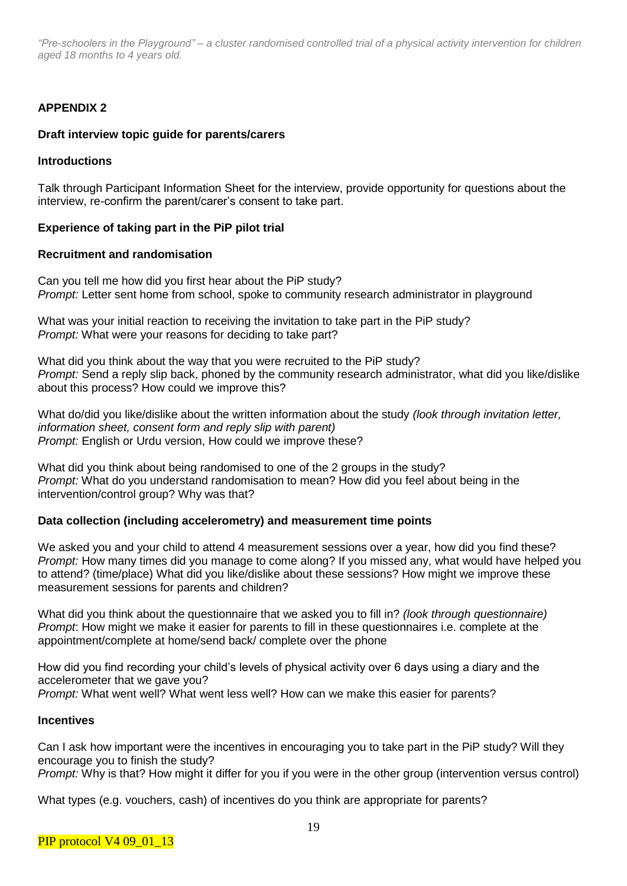## APPENDIX 2

### Draft interview topic guide for parents/carers

### Introductions

Talk through Participant Information Sheet for the interview, provide opportunity for questions about the interview, re-confirm the parent/carer's consent to take part.

### Experience of taking part in the PiP pilot trial

### Recruitment and randomisation

Can you tell me how did you first hear about the PiP study?
*Prompt:* Letter sent home from school, spoke to community research administrator in playground

What was your initial reaction to receiving the invitation to take part in the PiP study?
*Prompt:* What were your reasons for deciding to take part?

What did you think about the way that you were recruited to the PiP study?
*Prompt:* Send a reply slip back, phoned by the community research administrator, what did you like/dislike about this process? How could we improve this?

What do/did you like/dislike about the written information about the study *(look through invitation letter, information sheet, consent form and reply slip with parent)*
*Prompt:* English or Urdu version, How could we improve these?

What did you think about being randomised to one of the 2 groups in the study?
*Prompt:* What do you understand randomisation to mean? How did you feel about being in the intervention/control group? Why was that?

### Data collection (including accelerometry) and measurement time points

We asked you and your child to attend 4 measurement sessions over a year, how did you find these?
*Prompt:* How many times did you manage to come along? If you missed any, what would have helped you to attend? (time/place) What did you like/dislike about these sessions? How might we improve these measurement sessions for parents and children?

What did you think about the questionnaire that we asked you to fill in? *(look through questionnaire)*
*Prompt*: How might we make it easier for parents to fill in these questionnaires i.e. complete at the appointment/complete at home/send back/ complete over the phone

How did you find recording your child's levels of physical activity over 6 days using a diary and the accelerometer that we gave you?
*Prompt:* What went well? What went less well? How can we make this easier for parents?

### Incentives

Can I ask how important were the incentives in encouraging you to take part in the PiP study? Will they encourage you to finish the study?
*Prompt:* Why is that? How might it differ for you if you were in the other group (intervention versus control)

What types (e.g. vouchers, cash) of incentives do you think are appropriate for parents?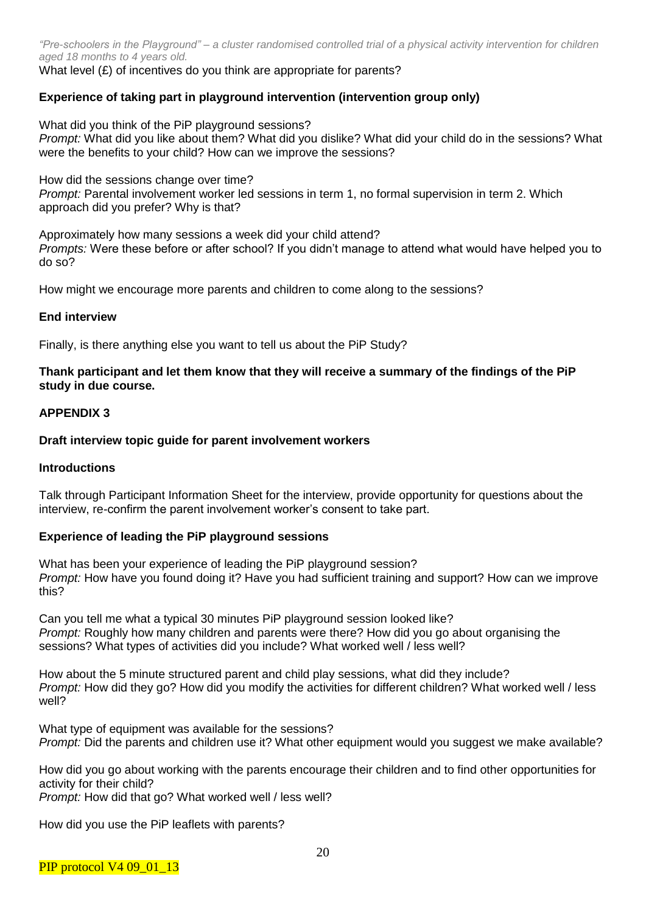What level (£) of incentives do you think are appropriate for parents?

**Experience of taking part in playground intervention (intervention group only)**

What did you think of the PiP playground sessions?
*Prompt:* What did you like about them? What did you dislike? What did your child do in the sessions? What were the benefits to your child? How can we improve the sessions?

How did the sessions change over time?
*Prompt:* Parental involvement worker led sessions in term 1, no formal supervision in term 2. Which approach did you prefer? Why is that?

Approximately how many sessions a week did your child attend?
*Prompts:* Were these before or after school? If you didn't manage to attend what would have helped you to do so?

How might we encourage more parents and children to come along to the sessions?

**End interview**

Finally, is there anything else you want to tell us about the PiP Study?

**Thank participant and let them know that they will receive a summary of the findings of the PiP study in due course.**

**APPENDIX 3**

**Draft interview topic guide for parent involvement workers**

**Introductions**

Talk through Participant Information Sheet for the interview, provide opportunity for questions about the interview, re-confirm the parent involvement worker's consent to take part.

**Experience of leading the PiP playground sessions**

What has been your experience of leading the PiP playground session?
*Prompt:* How have you found doing it? Have you had sufficient training and support? How can we improve this?

Can you tell me what a typical 30 minutes PiP playground session looked like?
*Prompt:* Roughly how many children and parents were there? How did you go about organising the sessions? What types of activities did you include? What worked well / less well?

How about the 5 minute structured parent and child play sessions, what did they include?
*Prompt:* How did they go? How did you modify the activities for different children? What worked well / less well?

What type of equipment was available for the sessions?
*Prompt:* Did the parents and children use it? What other equipment would you suggest we make available?

How did you go about working with the parents encourage their children and to find other opportunities for activity for their child?
*Prompt:* How did that go? What worked well / less well?

How did you use the PiP leaflets with parents?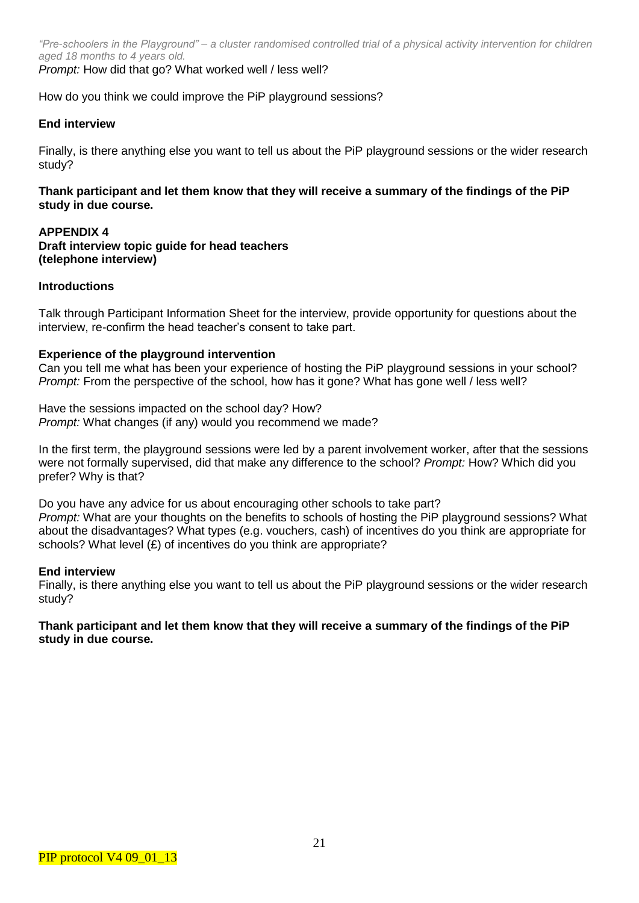*Prompt:* How did that go? What worked well / less well?

How do you think we could improve the PiP playground sessions?

**End interview**

Finally, is there anything else you want to tell us about the PiP playground sessions or the wider research study?

**Thank participant and let them know that they will receive a summary of the findings of the PiP study in due course.**

## APPENDIX 4
**Draft interview topic guide for head teachers (telephone interview)**

**Introductions**

Talk through Participant Information Sheet for the interview, provide opportunity for questions about the interview, re-confirm the head teacher's consent to take part.

**Experience of the playground intervention**

Can you tell me what has been your experience of hosting the PiP playground sessions in your school?
*Prompt:* From the perspective of the school, how has it gone? What has gone well / less well?

Have the sessions impacted on the school day? How?
*Prompt:* What changes (if any) would you recommend we made?

In the first term, the playground sessions were led by a parent involvement worker, after that the sessions were not formally supervised, did that make any difference to the school? *Prompt:* How? Which did you prefer? Why is that?

Do you have any advice for us about encouraging other schools to take part?
*Prompt:* What are your thoughts on the benefits to schools of hosting the PiP playground sessions? What about the disadvantages? What types (e.g. vouchers, cash) of incentives do you think are appropriate for schools? What level (£) of incentives do you think are appropriate?

**End interview**

Finally, is there anything else you want to tell us about the PiP playground sessions or the wider research study?

**Thank participant and let them know that they will receive a summary of the findings of the PiP study in due course.**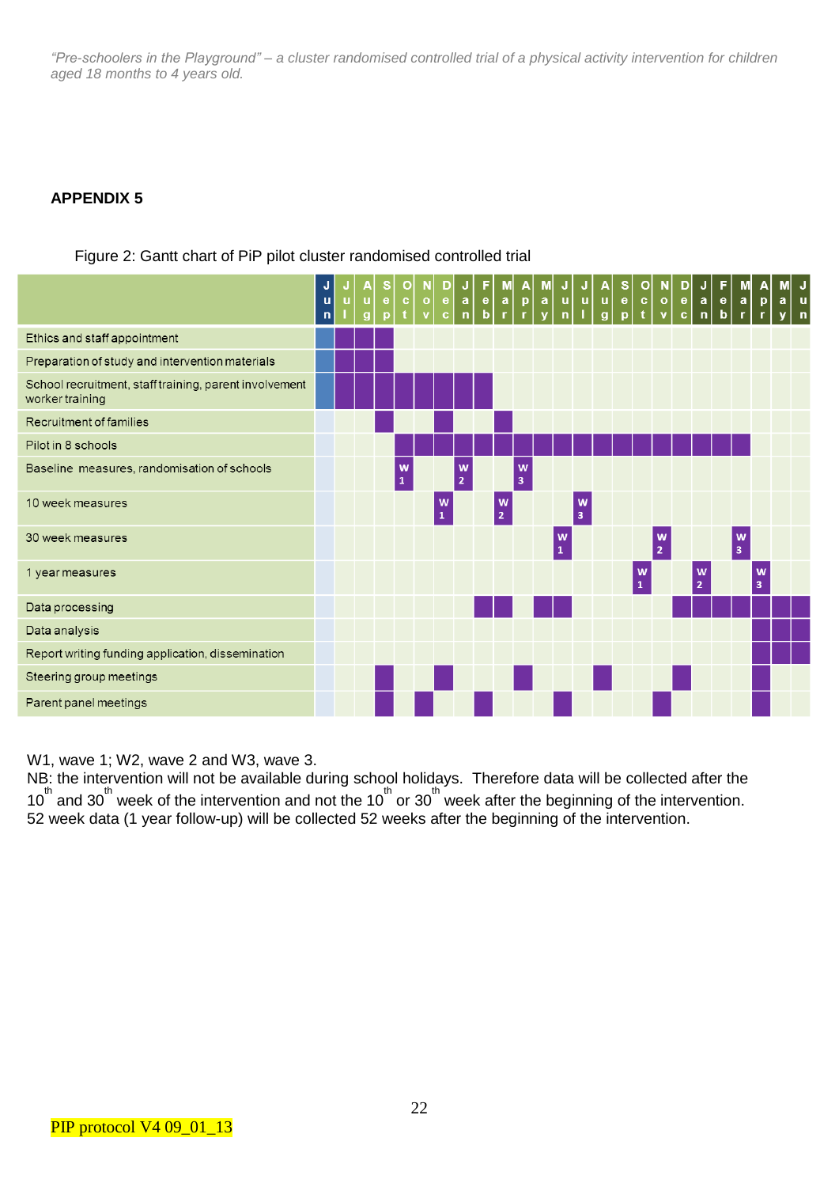## APPENDIX 5

Figure 2: Gantt chart of PiP pilot cluster randomised controlled trial

Jun Jul Aug Sep Oct Nov Dec Jan Feb Mar Apr May Jun Jul Aug Sep Oct Nov Dec Jan Feb Mar Apr May Jun

Ethics and staff appointment

Preparation of study and intervention materials

School recruitment, staff training, parent involvement worker training

Recruitment of families

Pilot in 8 schools

Baseline measures, randomisation of schools: W1, W2, W3

10 week measures: W1, W2, W3

30 week measures: W1, W2, W3

1 year measures: W1, W2, W3

Data processing

Data analysis

Report writing funding application, dissemination

Steering group meetings

Parent panel meetings

W1, wave 1; W2, wave 2 and W3, wave 3.

NB: the intervention will not be available during school holidays. Therefore data will be collected after the 10th and 30th week of the intervention and not the 10th or 30th week after the beginning of the intervention. 52 week data (1 year follow-up) will be collected 52 weeks after the beginning of the intervention.